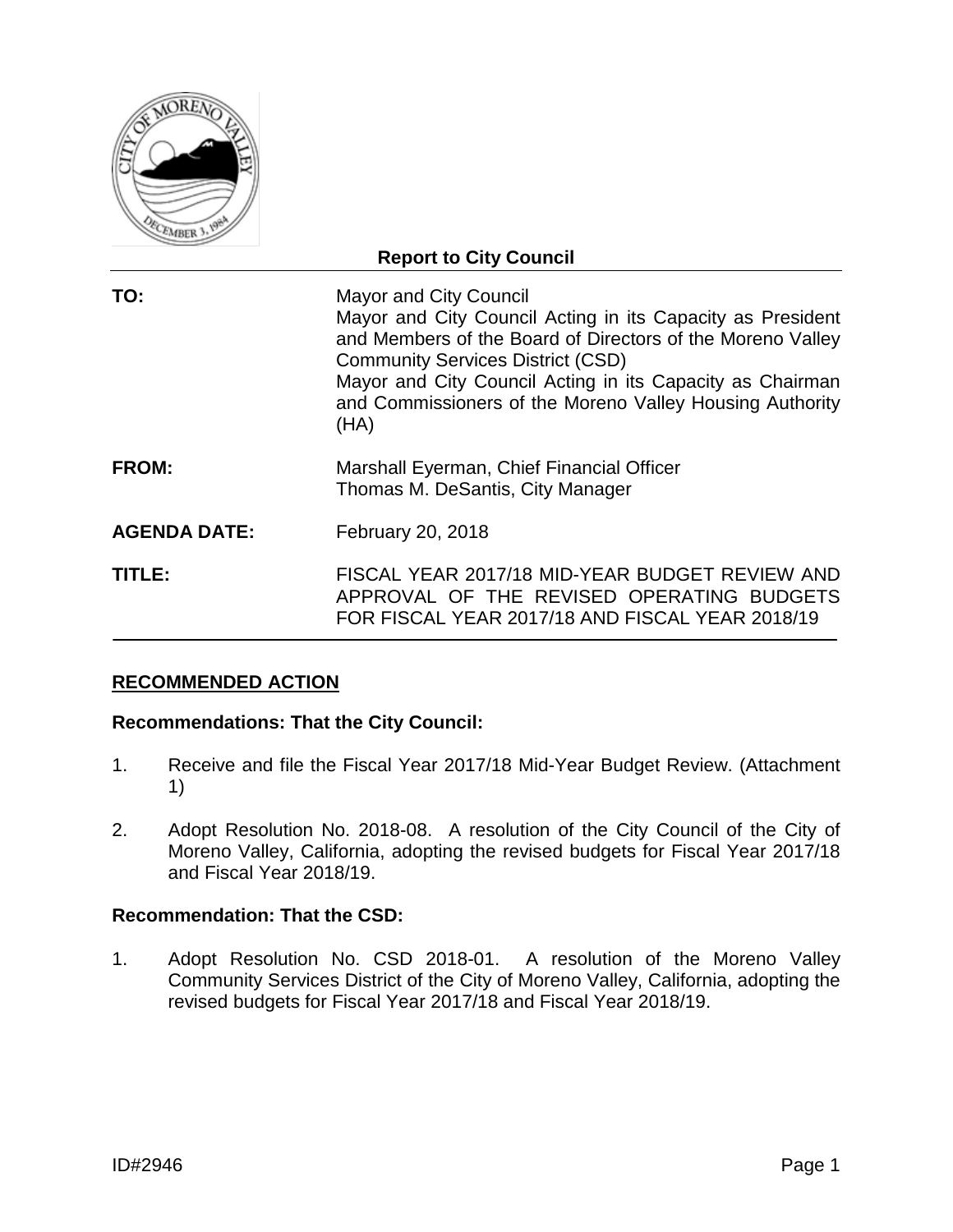**Report to City Council**

| | |
|---|---|
| **TO:** | Mayor and City Council<br>Mayor and City Council Acting in its Capacity as President and Members of the Board of Directors of the Moreno Valley Community Services District (CSD)<br>Mayor and City Council Acting in its Capacity as Chairman and Commissioners of the Moreno Valley Housing Authority (HA) |
| **FROM:** | Marshall Eyerman, Chief Financial Officer<br>Thomas M. DeSantis, City Manager |
| **AGENDA DATE:** | February 20, 2018 |
| **TITLE:** | FISCAL YEAR 2017/18 MID-YEAR BUDGET REVIEW AND APPROVAL OF THE REVISED OPERATING BUDGETS FOR FISCAL YEAR 2017/18 AND FISCAL YEAR 2018/19 |

## RECOMMENDED ACTION

### Recommendations: That the City Council:

1. Receive and file the Fiscal Year 2017/18 Mid-Year Budget Review. (Attachment 1)

2. Adopt Resolution No. 2018-08. A resolution of the City Council of the City of Moreno Valley, California, adopting the revised budgets for Fiscal Year 2017/18 and Fiscal Year 2018/19.

### Recommendation: That the CSD:

1. Adopt Resolution No. CSD 2018-01. A resolution of the Moreno Valley Community Services District of the City of Moreno Valley, California, adopting the revised budgets for Fiscal Year 2017/18 and Fiscal Year 2018/19.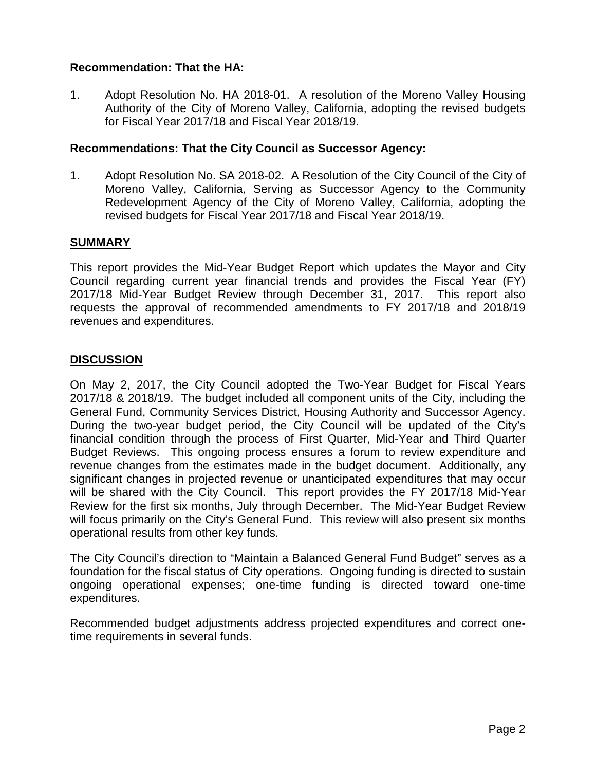**Recommendation: That the HA:**

1. Adopt Resolution No. HA 2018-01. A resolution of the Moreno Valley Housing Authority of the City of Moreno Valley, California, adopting the revised budgets for Fiscal Year 2017/18 and Fiscal Year 2018/19.

**Recommendations: That the City Council as Successor Agency:**

1. Adopt Resolution No. SA 2018-02. A Resolution of the City Council of the City of Moreno Valley, California, Serving as Successor Agency to the Community Redevelopment Agency of the City of Moreno Valley, California, adopting the revised budgets for Fiscal Year 2017/18 and Fiscal Year 2018/19.

## SUMMARY

This report provides the Mid-Year Budget Report which updates the Mayor and City Council regarding current year financial trends and provides the Fiscal Year (FY) 2017/18 Mid-Year Budget Review through December 31, 2017. This report also requests the approval of recommended amendments to FY 2017/18 and 2018/19 revenues and expenditures.

## DISCUSSION

On May 2, 2017, the City Council adopted the Two-Year Budget for Fiscal Years 2017/18 & 2018/19. The budget included all component units of the City, including the General Fund, Community Services District, Housing Authority and Successor Agency. During the two-year budget period, the City Council will be updated of the City's financial condition through the process of First Quarter, Mid-Year and Third Quarter Budget Reviews. This ongoing process ensures a forum to review expenditure and revenue changes from the estimates made in the budget document. Additionally, any significant changes in projected revenue or unanticipated expenditures that may occur will be shared with the City Council. This report provides the FY 2017/18 Mid-Year Review for the first six months, July through December. The Mid-Year Budget Review will focus primarily on the City's General Fund. This review will also present six months operational results from other key funds.

The City Council's direction to "Maintain a Balanced General Fund Budget" serves as a foundation for the fiscal status of City operations. Ongoing funding is directed to sustain ongoing operational expenses; one-time funding is directed toward one-time expenditures.

Recommended budget adjustments address projected expenditures and correct one-time requirements in several funds.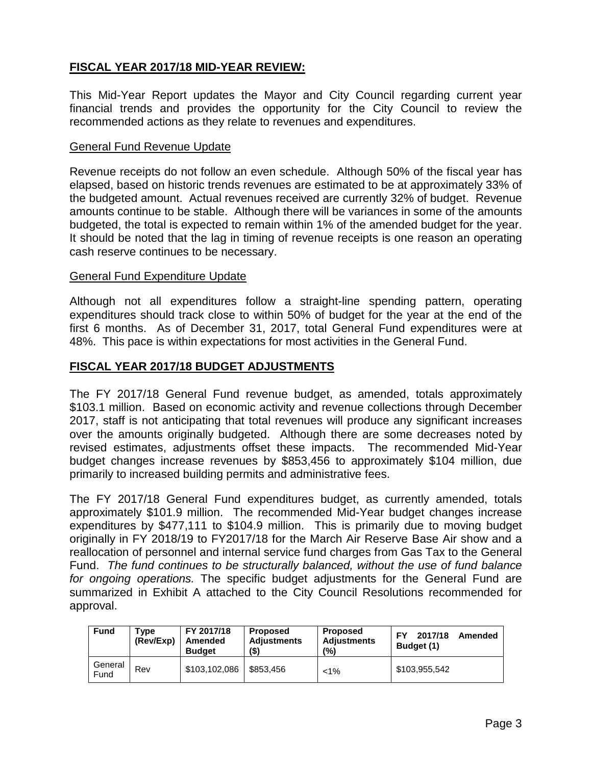## FISCAL YEAR 2017/18 MID-YEAR REVIEW:

This Mid-Year Report updates the Mayor and City Council regarding current year financial trends and provides the opportunity for the City Council to review the recommended actions as they relate to revenues and expenditures.

### General Fund Revenue Update

Revenue receipts do not follow an even schedule. Although 50% of the fiscal year has elapsed, based on historic trends revenues are estimated to be at approximately 33% of the budgeted amount. Actual revenues received are currently 32% of budget. Revenue amounts continue to be stable. Although there will be variances in some of the amounts budgeted, the total is expected to remain within 1% of the amended budget for the year. It should be noted that the lag in timing of revenue receipts is one reason an operating cash reserve continues to be necessary.

### General Fund Expenditure Update

Although not all expenditures follow a straight-line spending pattern, operating expenditures should track close to within 50% of budget for the year at the end of the first 6 months. As of December 31, 2017, total General Fund expenditures were at 48%. This pace is within expectations for most activities in the General Fund.

## FISCAL YEAR 2017/18 BUDGET ADJUSTMENTS

The FY 2017/18 General Fund revenue budget, as amended, totals approximately $103.1 million. Based on economic activity and revenue collections through December 2017, staff is not anticipating that total revenues will produce any significant increases over the amounts originally budgeted. Although there are some decreases noted by revised estimates, adjustments offset these impacts. The recommended Mid-Year budget changes increase revenues by $853,456 to approximately $104 million, due primarily to increased building permits and administrative fees.

The FY 2017/18 General Fund expenditures budget, as currently amended, totals approximately $101.9 million. The recommended Mid-Year budget changes increase expenditures by $477,111 to $104.9 million. This is primarily due to moving budget originally in FY 2018/19 to FY2017/18 for the March Air Reserve Base Air show and a reallocation of personnel and internal service fund charges from Gas Tax to the General Fund. *The fund continues to be structurally balanced, without the use of fund balance for ongoing operations.* The specific budget adjustments for the General Fund are summarized in Exhibit A attached to the City Council Resolutions recommended for approval.

| Fund | Type (Rev/Exp) | FY 2017/18 Amended Budget | Proposed Adjustments ($) | Proposed Adjustments (%) | FY 2017/18 Amended Budget (1) |
|---|---|---|---|---|---|
| General Fund | Rev | $103,102,086 | $853,456 | <1% | $103,955,542 |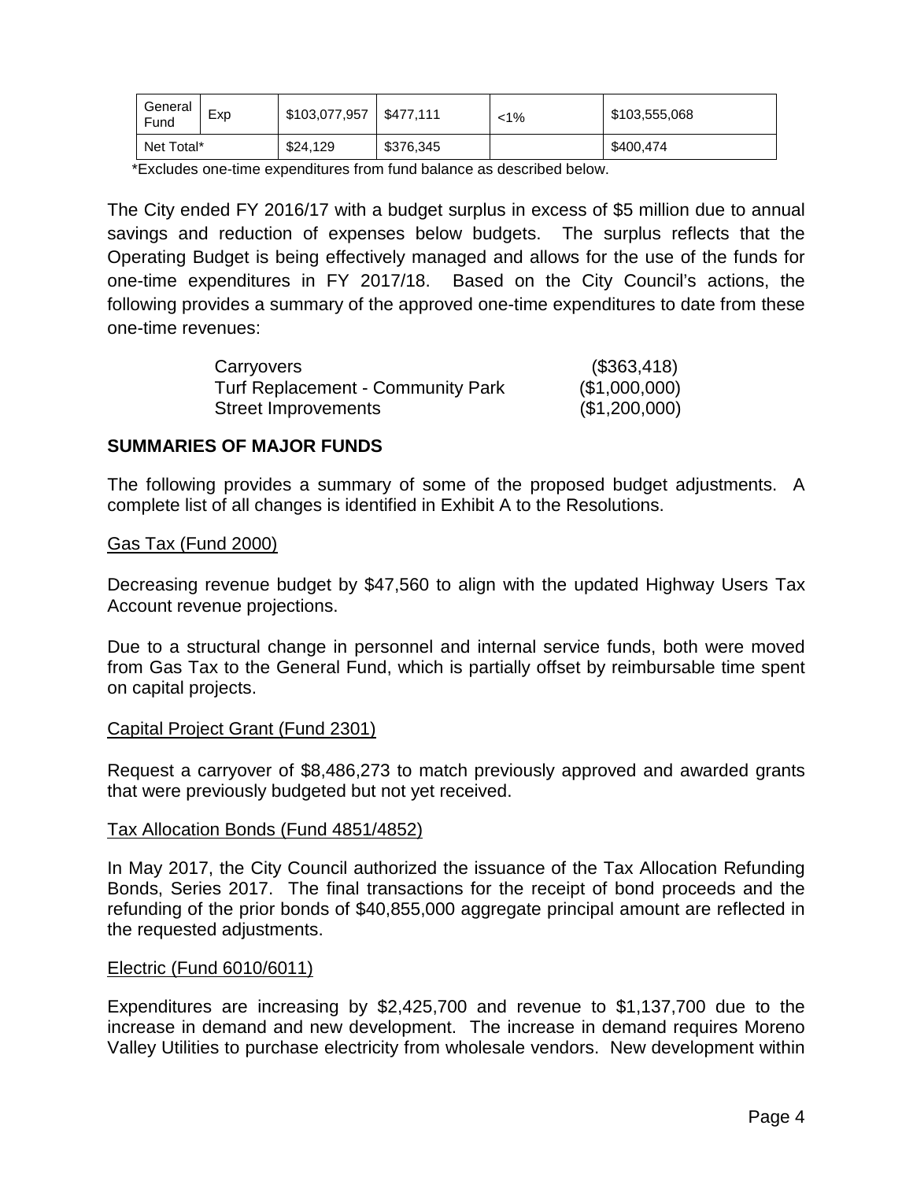| General Fund | Exp | $103,077,957 | $477,111 | <1% | $103,555,068 |
|---|---|---|---|---|---|
| Net Total* | | $24,129 | $376,345 | | $400,474 |

*Excludes one-time expenditures from fund balance as described below.

The City ended FY 2016/17 with a budget surplus in excess of $5 million due to annual savings and reduction of expenses below budgets. The surplus reflects that the Operating Budget is being effectively managed and allows for the use of the funds for one-time expenditures in FY 2017/18. Based on the City Council's actions, the following provides a summary of the approved one-time expenditures to date from these one-time revenues:

| | |
|---|---|
| Carryovers | ($363,418) |
| Turf Replacement - Community Park | ($1,000,000) |
| Street Improvements | ($1,200,000) |

## SUMMARIES OF MAJOR FUNDS

The following provides a summary of some of the proposed budget adjustments. A complete list of all changes is identified in Exhibit A to the Resolutions.

Gas Tax (Fund 2000)

Decreasing revenue budget by $47,560 to align with the updated Highway Users Tax Account revenue projections.

Due to a structural change in personnel and internal service funds, both were moved from Gas Tax to the General Fund, which is partially offset by reimbursable time spent on capital projects.

Capital Project Grant (Fund 2301)

Request a carryover of $8,486,273 to match previously approved and awarded grants that were previously budgeted but not yet received.

Tax Allocation Bonds (Fund 4851/4852)

In May 2017, the City Council authorized the issuance of the Tax Allocation Refunding Bonds, Series 2017. The final transactions for the receipt of bond proceeds and the refunding of the prior bonds of $40,855,000 aggregate principal amount are reflected in the requested adjustments.

Electric (Fund 6010/6011)

Expenditures are increasing by $2,425,700 and revenue to $1,137,700 due to the increase in demand and new development. The increase in demand requires Moreno Valley Utilities to purchase electricity from wholesale vendors. New development within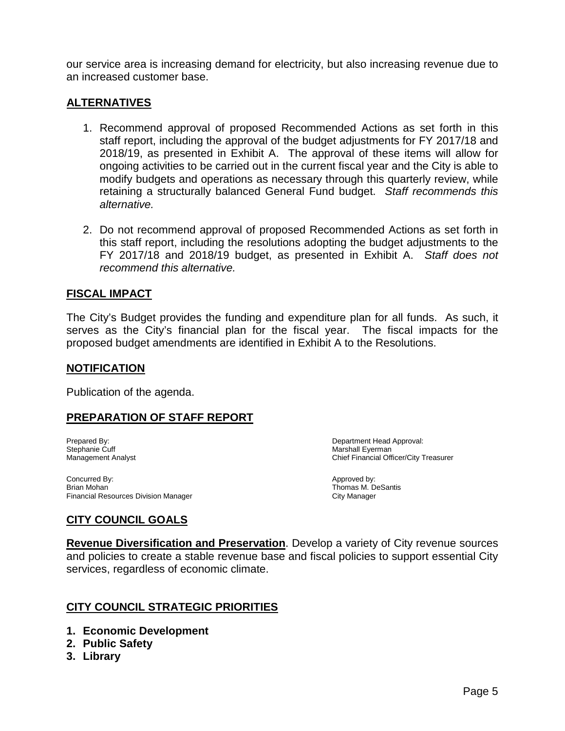our service area is increasing demand for electricity, but also increasing revenue due to an increased customer base.

## ALTERNATIVES

1. Recommend approval of proposed Recommended Actions as set forth in this staff report, including the approval of the budget adjustments for FY 2017/18 and 2018/19, as presented in Exhibit A. The approval of these items will allow for ongoing activities to be carried out in the current fiscal year and the City is able to modify budgets and operations as necessary through this quarterly review, while retaining a structurally balanced General Fund budget. *Staff recommends this alternative.*

2. Do not recommend approval of proposed Recommended Actions as set forth in this staff report, including the resolutions adopting the budget adjustments to the FY 2017/18 and 2018/19 budget, as presented in Exhibit A. *Staff does not recommend this alternative.*

## FISCAL IMPACT

The City's Budget provides the funding and expenditure plan for all funds. As such, it serves as the City's financial plan for the fiscal year. The fiscal impacts for the proposed budget amendments are identified in Exhibit A to the Resolutions.

## NOTIFICATION

Publication of the agenda.

## PREPARATION OF STAFF REPORT

Prepared By:
Stephanie Cuff
Management Analyst

Department Head Approval:
Marshall Eyerman
Chief Financial Officer/City Treasurer

Concurred By:
Brian Mohan
Financial Resources Division Manager

Approved by:
Thomas M. DeSantis
City Manager

## CITY COUNCIL GOALS

**Revenue Diversification and Preservation**. Develop a variety of City revenue sources and policies to create a stable revenue base and fiscal policies to support essential City services, regardless of economic climate.

## CITY COUNCIL STRATEGIC PRIORITIES

1. **Economic Development**
2. **Public Safety**
3. **Library**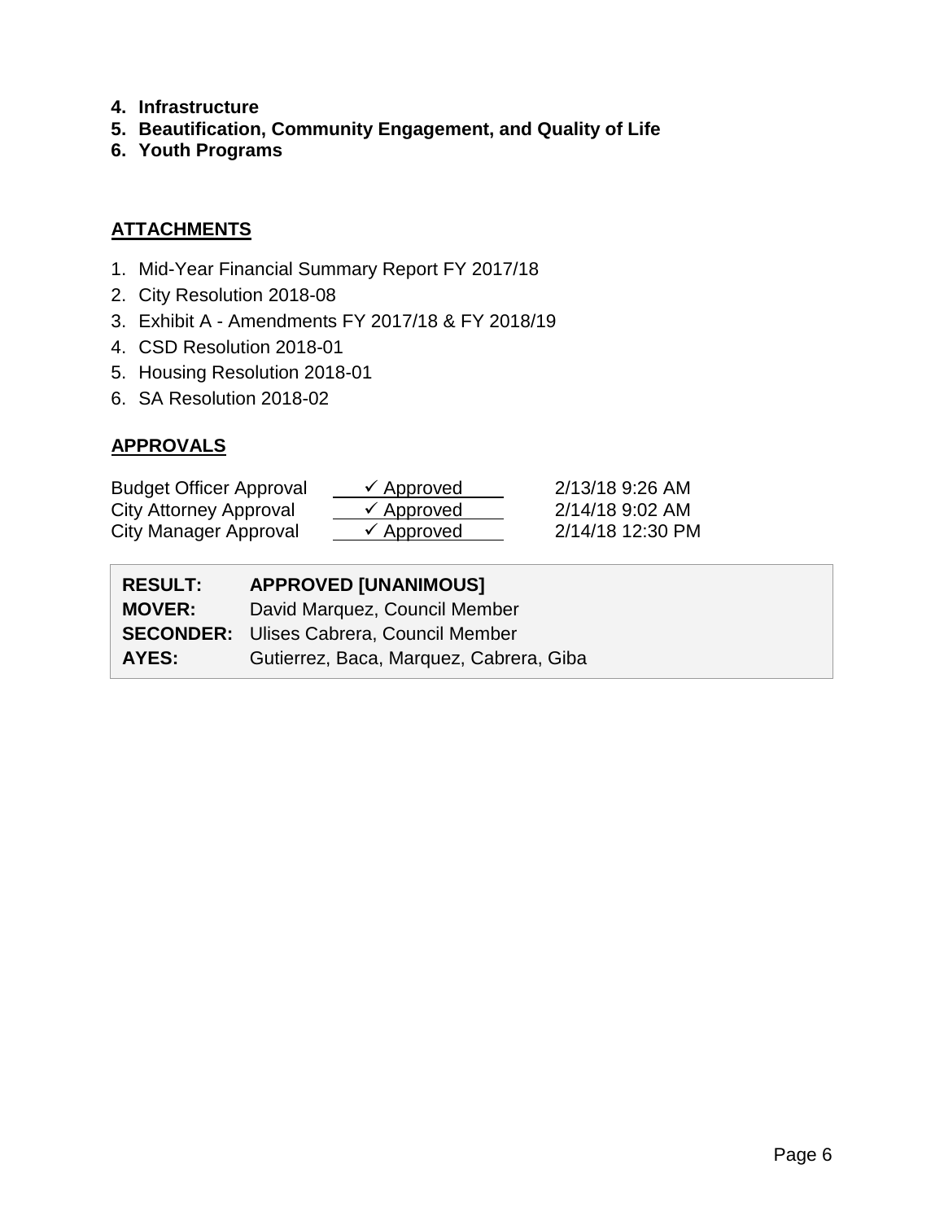4. **Infrastructure**
5. **Beautification, Community Engagement, and Quality of Life**
6. **Youth Programs**

## ATTACHMENTS

1. Mid-Year Financial Summary Report FY 2017/18
2. City Resolution 2018-08
3. Exhibit A - Amendments FY 2017/18 & FY 2018/19
4. CSD Resolution 2018-01
5. Housing Resolution 2018-01
6. SA Resolution 2018-02

## APPROVALS

| | | |
|---|---|---|
| Budget Officer Approval | ✓ Approved | 2/13/18 9:26 AM |
| City Attorney Approval | ✓ Approved | 2/14/18 9:02 AM |
| City Manager Approval | ✓ Approved | 2/14/18 12:30 PM |

| | |
|---|---|
| **RESULT:** | **APPROVED [UNANIMOUS]** |
| **MOVER:** | David Marquez, Council Member |
| **SECONDER:** | Ulises Cabrera, Council Member |
| **AYES:** | Gutierrez, Baca, Marquez, Cabrera, Giba |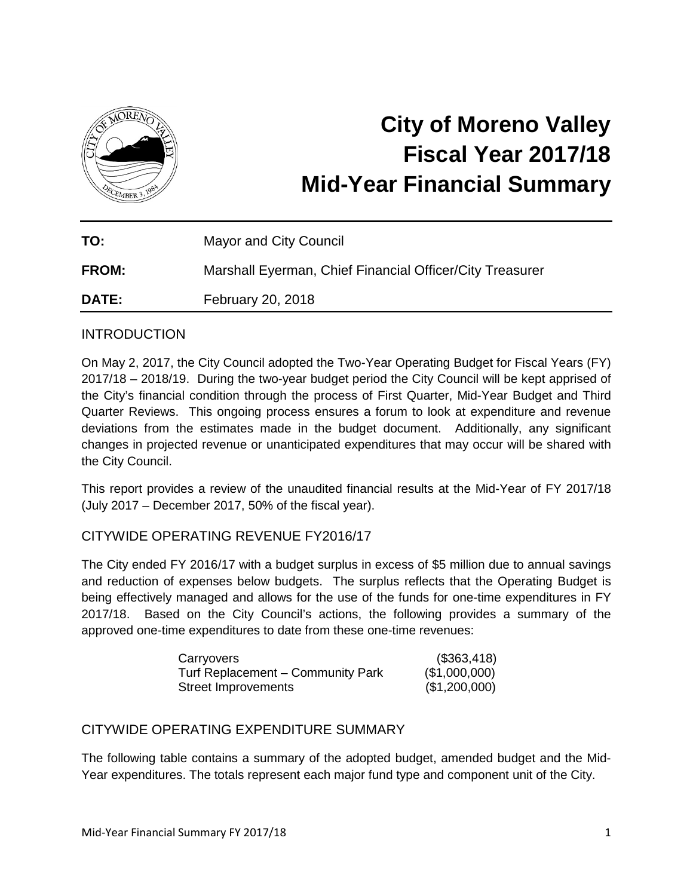# City of Moreno Valley Fiscal Year 2017/18 Mid-Year Financial Summary

**TO:** Mayor and City Council

**FROM:** Marshall Eyerman, Chief Financial Officer/City Treasurer

**DATE:** February 20, 2018

## INTRODUCTION

On May 2, 2017, the City Council adopted the Two-Year Operating Budget for Fiscal Years (FY) 2017/18 – 2018/19. During the two-year budget period the City Council will be kept apprised of the City's financial condition through the process of First Quarter, Mid-Year Budget and Third Quarter Reviews. This ongoing process ensures a forum to look at expenditure and revenue deviations from the estimates made in the budget document. Additionally, any significant changes in projected revenue or unanticipated expenditures that may occur will be shared with the City Council.

This report provides a review of the unaudited financial results at the Mid-Year of FY 2017/18 (July 2017 – December 2017, 50% of the fiscal year).

## CITYWIDE OPERATING REVENUE FY2016/17

The City ended FY 2016/17 with a budget surplus in excess of $5 million due to annual savings and reduction of expenses below budgets. The surplus reflects that the Operating Budget is being effectively managed and allows for the use of the funds for one-time expenditures in FY 2017/18. Based on the City Council's actions, the following provides a summary of the approved one-time expenditures to date from these one-time revenues:

| | |
|---|---|
| Carryovers | ($363,418) |
| Turf Replacement – Community Park | ($1,000,000) |
| Street Improvements | ($1,200,000) |

## CITYWIDE OPERATING EXPENDITURE SUMMARY

The following table contains a summary of the adopted budget, amended budget and the Mid-Year expenditures. The totals represent each major fund type and component unit of the City.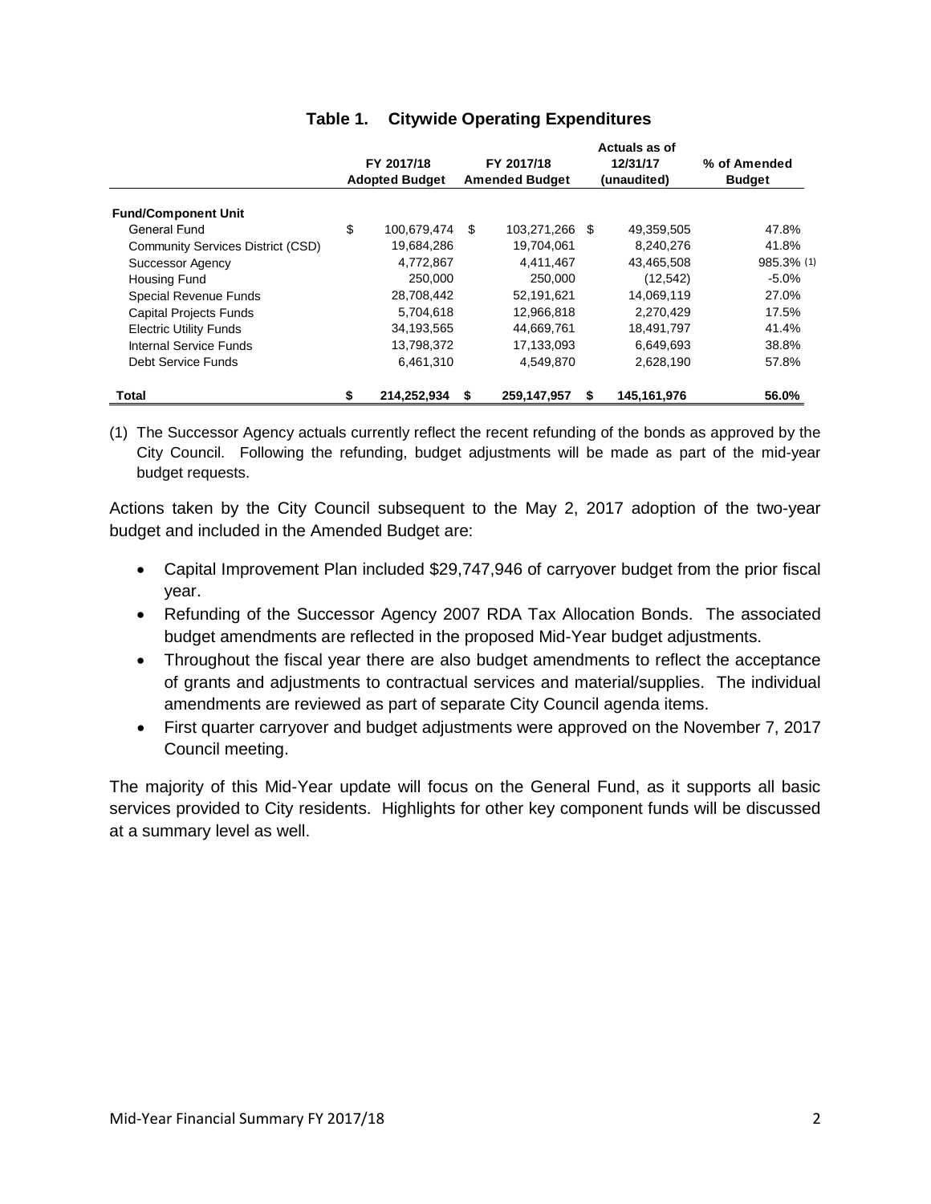### Table 1. Citywide Operating Expenditures

| | FY 2017/18 Adopted Budget | FY 2017/18 Amended Budget | Actuals as of 12/31/17 (unaudited) | % of Amended Budget |
|---|---|---|---|---|
| **Fund/Component Unit** | | | | |
| General Fund | $ 100,679,474 | $ 103,271,266 | $ 49,359,505 | 47.8% |
| Community Services District (CSD) | 19,684,286 | 19,704,061 | 8,240,276 | 41.8% |
| Successor Agency | 4,772,867 | 4,411,467 | 43,465,508 | 985.3% (1) |
| Housing Fund | 250,000 | 250,000 | (12,542) | -5.0% |
| Special Revenue Funds | 28,708,442 | 52,191,621 | 14,069,119 | 27.0% |
| Capital Projects Funds | 5,704,618 | 12,966,818 | 2,270,429 | 17.5% |
| Electric Utility Funds | 34,193,565 | 44,669,761 | 18,491,797 | 41.4% |
| Internal Service Funds | 13,798,372 | 17,133,093 | 6,649,693 | 38.8% |
| Debt Service Funds | 6,461,310 | 4,549,870 | 2,628,190 | 57.8% |
| **Total** | **$ 214,252,934** | **$ 259,147,957** | **$ 145,161,976** | **56.0%** |

(1) The Successor Agency actuals currently reflect the recent refunding of the bonds as approved by the City Council. Following the refunding, budget adjustments will be made as part of the mid-year budget requests.

Actions taken by the City Council subsequent to the May 2, 2017 adoption of the two-year budget and included in the Amended Budget are:

- Capital Improvement Plan included $29,747,946 of carryover budget from the prior fiscal year.
- Refunding of the Successor Agency 2007 RDA Tax Allocation Bonds. The associated budget amendments are reflected in the proposed Mid-Year budget adjustments.
- Throughout the fiscal year there are also budget amendments to reflect the acceptance of grants and adjustments to contractual services and material/supplies. The individual amendments are reviewed as part of separate City Council agenda items.
- First quarter carryover and budget adjustments were approved on the November 7, 2017 Council meeting.

The majority of this Mid-Year update will focus on the General Fund, as it supports all basic services provided to City residents. Highlights for other key component funds will be discussed at a summary level as well.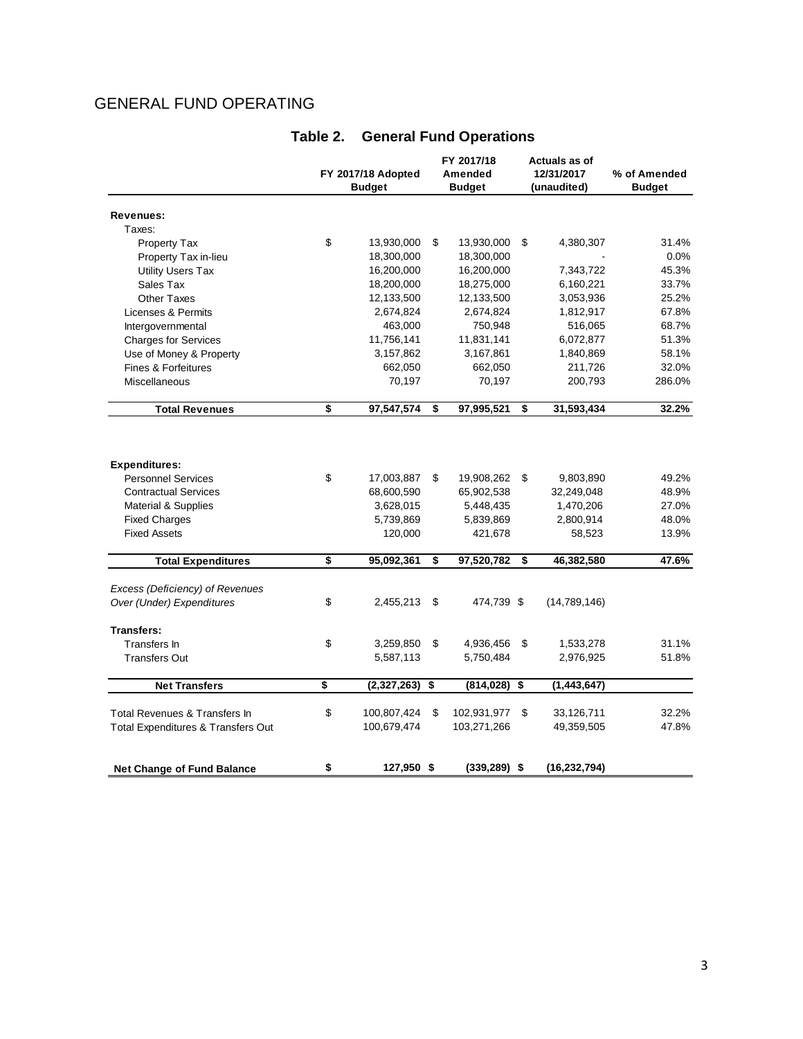## GENERAL FUND OPERATING

**Table 2. General Fund Operations**

| | FY 2017/18 Adopted Budget | FY 2017/18 Amended Budget | Actuals as of 12/31/2017 (unaudited) | % of Amended Budget |
|---|---|---|---|---|
| **Revenues:** | | | | |
| Taxes: | | | | |
| Property Tax | $ 13,930,000 | $ 13,930,000 | $ 4,380,307 | 31.4% |
| Property Tax in-lieu | 18,300,000 | 18,300,000 | - | 0.0% |
| Utility Users Tax | 16,200,000 | 16,200,000 | 7,343,722 | 45.3% |
| Sales Tax | 18,200,000 | 18,275,000 | 6,160,221 | 33.7% |
| Other Taxes | 12,133,500 | 12,133,500 | 3,053,936 | 25.2% |
| Licenses & Permits | 2,674,824 | 2,674,824 | 1,812,917 | 67.8% |
| Intergovernmental | 463,000 | 750,948 | 516,065 | 68.7% |
| Charges for Services | 11,756,141 | 11,831,141 | 6,072,877 | 51.3% |
| Use of Money & Property | 3,157,862 | 3,167,861 | 1,840,869 | 58.1% |
| Fines & Forfeitures | 662,050 | 662,050 | 211,726 | 32.0% |
| Miscellaneous | 70,197 | 70,197 | 200,793 | 286.0% |
| **Total Revenues** | **$ 97,547,574** | **$ 97,995,521** | **$ 31,593,434** | **32.2%** |
| **Expenditures:** | | | | |
| Personnel Services | $ 17,003,887 | $ 19,908,262 | $ 9,803,890 | 49.2% |
| Contractual Services | 68,600,590 | 65,902,538 | 32,249,048 | 48.9% |
| Material & Supplies | 3,628,015 | 5,448,435 | 1,470,206 | 27.0% |
| Fixed Charges | 5,739,869 | 5,839,869 | 2,800,914 | 48.0% |
| Fixed Assets | 120,000 | 421,678 | 58,523 | 13.9% |
| **Total Expenditures** | **$ 95,092,361** | **$ 97,520,782** | **$ 46,382,580** | **47.6%** |
| *Excess (Deficiency) of Revenues Over (Under) Expenditures* | $ 2,455,213 | $ 474,739 | $ (14,789,146) | |
| **Transfers:** | | | | |
| Transfers In | $ 3,259,850 | $ 4,936,456 | $ 1,533,278 | 31.1% |
| Transfers Out | 5,587,113 | 5,750,484 | 2,976,925 | 51.8% |
| **Net Transfers** | **$ (2,327,263)** | **$ (814,028)** | **$ (1,443,647)** | |
| Total Revenues & Transfers In | $ 100,807,424 | $ 102,931,977 | $ 33,126,711 | 32.2% |
| Total Expenditures & Transfers Out | 100,679,474 | 103,271,266 | 49,359,505 | 47.8% |
| **Net Change of Fund Balance** | **$ 127,950** | **$ (339,289)** | **$ (16,232,794)** | |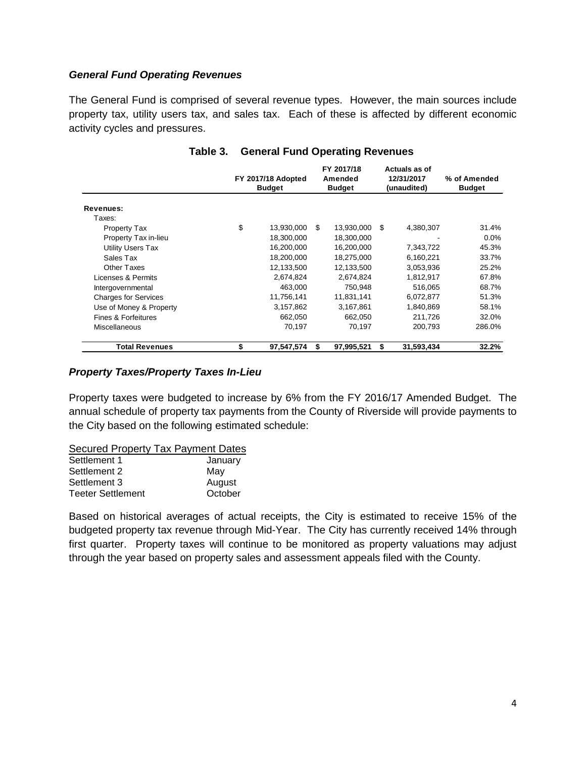### *General Fund Operating Revenues*

The General Fund is comprised of several revenue types. However, the main sources include property tax, utility users tax, and sales tax. Each of these is affected by different economic activity cycles and pressures.

**Table 3. General Fund Operating Revenues**

| | FY 2017/18 Adopted Budget | FY 2017/18 Amended Budget | Actuals as of 12/31/2017 (unaudited) | % of Amended Budget |
|---|---|---|---|---|
| **Revenues:** | | | | |
| Taxes: | | | | |
| Property Tax | $ 13,930,000 | $ 13,930,000 | $ 4,380,307 | 31.4% |
| Property Tax in-lieu | 18,300,000 | 18,300,000 | - | 0.0% |
| Utility Users Tax | 16,200,000 | 16,200,000 | 7,343,722 | 45.3% |
| Sales Tax | 18,200,000 | 18,275,000 | 6,160,221 | 33.7% |
| Other Taxes | 12,133,500 | 12,133,500 | 3,053,936 | 25.2% |
| Licenses & Permits | 2,674,824 | 2,674,824 | 1,812,917 | 67.8% |
| Intergovernmental | 463,000 | 750,948 | 516,065 | 68.7% |
| Charges for Services | 11,756,141 | 11,831,141 | 6,072,877 | 51.3% |
| Use of Money & Property | 3,157,862 | 3,167,861 | 1,840,869 | 58.1% |
| Fines & Forfeitures | 662,050 | 662,050 | 211,726 | 32.0% |
| Miscellaneous | 70,197 | 70,197 | 200,793 | 286.0% |
| **Total Revenues** | **$ 97,547,574** | **$ 97,995,521** | **$ 31,593,434** | **32.2%** |

### *Property Taxes/Property Taxes In-Lieu*

Property taxes were budgeted to increase by 6% from the FY 2016/17 Amended Budget. The annual schedule of property tax payments from the County of Riverside will provide payments to the City based on the following estimated schedule:

| Secured Property Tax Payment Dates | |
|---|---|
| Settlement 1 | January |
| Settlement 2 | May |
| Settlement 3 | August |
| Teeter Settlement | October |

Based on historical averages of actual receipts, the City is estimated to receive 15% of the budgeted property tax revenue through Mid-Year. The City has currently received 14% through first quarter. Property taxes will continue to be monitored as property valuations may adjust through the year based on property sales and assessment appeals filed with the County.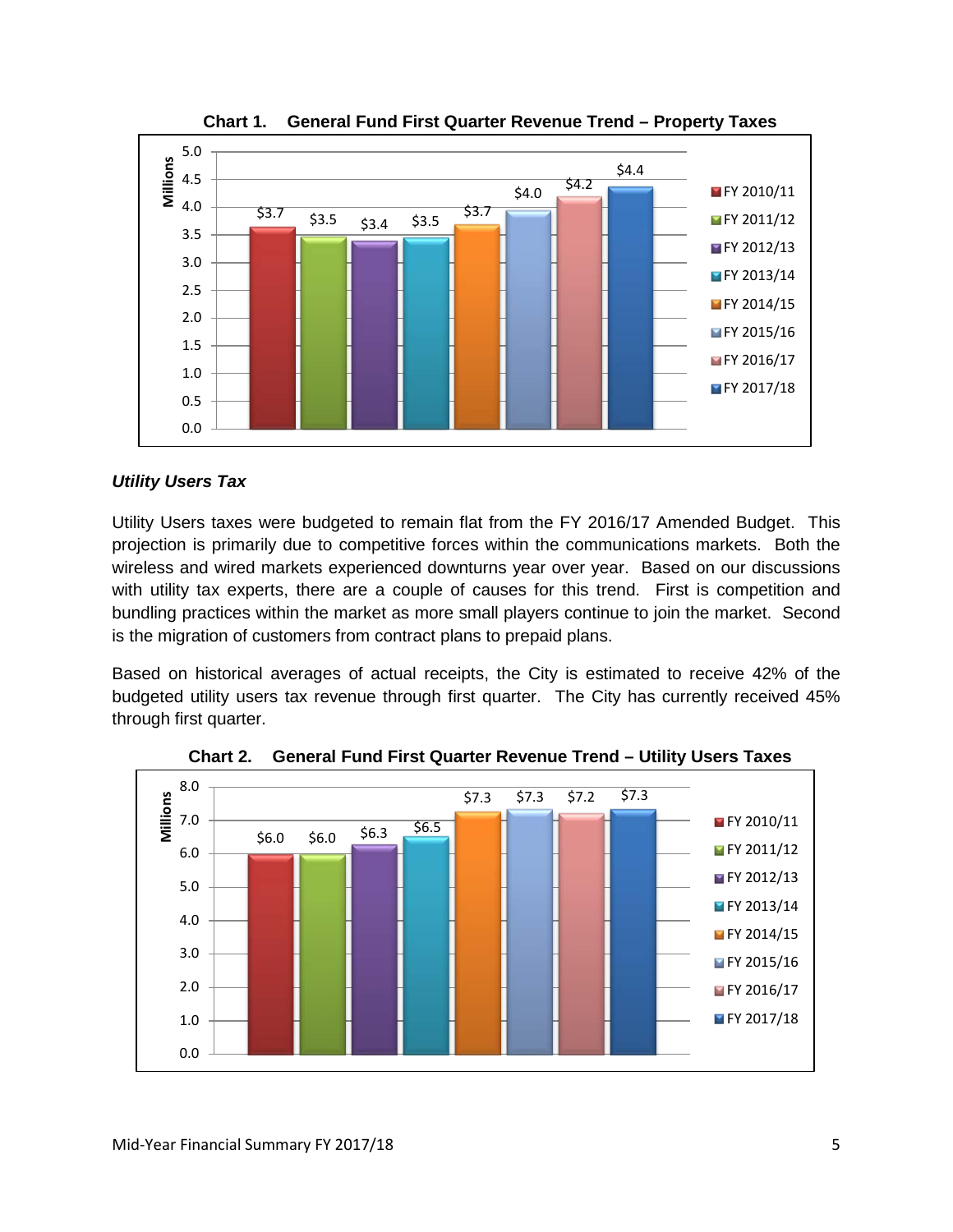**Chart 1. General Fund First Quarter Revenue Trend – Property Taxes**

| Fiscal Year | Property Taxes (Millions) |
|---|---|
| FY 2010/11 | $3.7 |
| FY 2011/12 | $3.5 |
| FY 2012/13 | $3.4 |
| FY 2013/14 | $3.5 |
| FY 2014/15 | $3.7 |
| FY 2015/16 | $4.0 |
| FY 2016/17 | $4.2 |
| FY 2017/18 | $4.4 |

### *Utility Users Tax*

Utility Users taxes were budgeted to remain flat from the FY 2016/17 Amended Budget. This projection is primarily due to competitive forces within the communications markets. Both the wireless and wired markets experienced downturns year over year. Based on our discussions with utility tax experts, there are a couple of causes for this trend. First is competition and bundling practices within the market as more small players continue to join the market. Second is the migration of customers from contract plans to prepaid plans.

Based on historical averages of actual receipts, the City is estimated to receive 42% of the budgeted utility users tax revenue through first quarter. The City has currently received 45% through first quarter.

**Chart 2. General Fund First Quarter Revenue Trend – Utility Users Taxes**

| Fiscal Year | Utility Users Taxes (Millions) |
|---|---|
| FY 2010/11 | $6.0 |
| FY 2011/12 | $6.0 |
| FY 2012/13 | $6.3 |
| FY 2013/14 | $6.5 |
| FY 2014/15 | $7.3 |
| FY 2015/16 | $7.3 |
| FY 2016/17 | $7.2 |
| FY 2017/18 | $7.3 |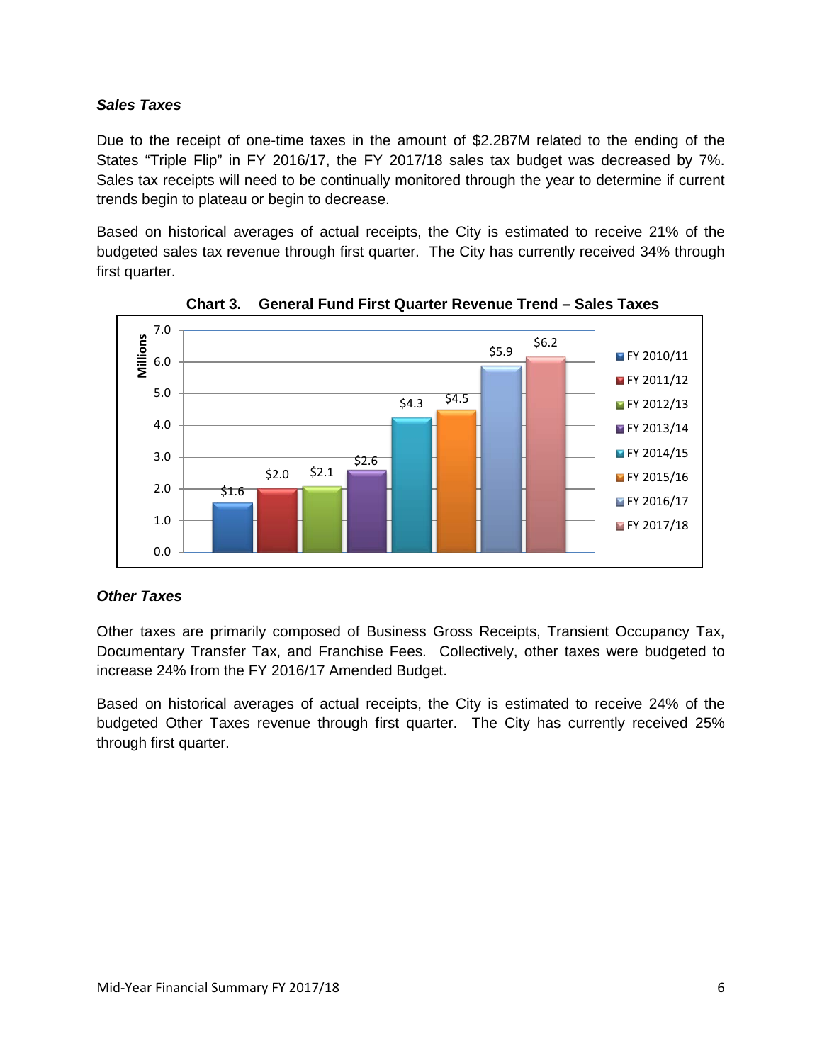### *Sales Taxes*

Due to the receipt of one-time taxes in the amount of $2.287M related to the ending of the States "Triple Flip" in FY 2016/17, the FY 2017/18 sales tax budget was decreased by 7%. Sales tax receipts will need to be continually monitored through the year to determine if current trends begin to plateau or begin to decrease.

Based on historical averages of actual receipts, the City is estimated to receive 21% of the budgeted sales tax revenue through first quarter. The City has currently received 34% through first quarter.

**Chart 3. General Fund First Quarter Revenue Trend – Sales Taxes**

| Fiscal Year | Millions |
|---|---|
| FY 2010/11 | $1.6 |
| FY 2011/12 | $2.0 |
| FY 2012/13 | $2.1 |
| FY 2013/14 | $2.6 |
| FY 2014/15 | $4.3 |
| FY 2015/16 | $4.5 |
| FY 2016/17 | $5.9 |
| FY 2017/18 | $6.2 |

### *Other Taxes*

Other taxes are primarily composed of Business Gross Receipts, Transient Occupancy Tax, Documentary Transfer Tax, and Franchise Fees. Collectively, other taxes were budgeted to increase 24% from the FY 2016/17 Amended Budget.

Based on historical averages of actual receipts, the City is estimated to receive 24% of the budgeted Other Taxes revenue through first quarter. The City has currently received 25% through first quarter.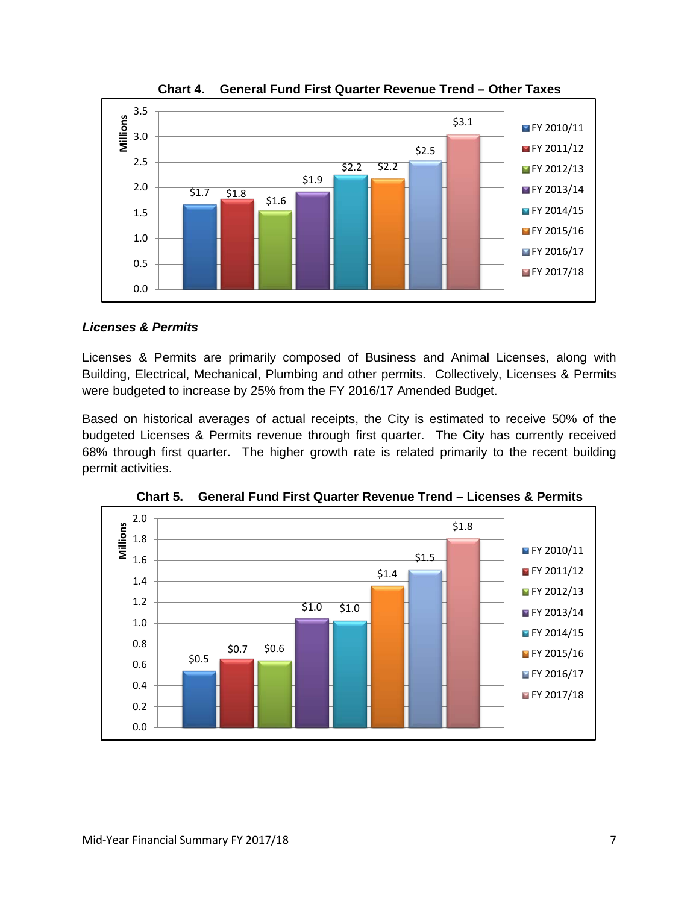**Chart 4. General Fund First Quarter Revenue Trend – Other Taxes**

| Fiscal Year | Millions |
|---|---|
| FY 2010/11 | $1.7 |
| FY 2011/12 | $1.8 |
| FY 2012/13 | $1.6 |
| FY 2013/14 | $1.9 |
| FY 2014/15 | $2.2 |
| FY 2015/16 | $2.2 |
| FY 2016/17 | $2.5 |
| FY 2017/18 | $3.1 |

### *Licenses & Permits*

Licenses & Permits are primarily composed of Business and Animal Licenses, along with Building, Electrical, Mechanical, Plumbing and other permits. Collectively, Licenses & Permits were budgeted to increase by 25% from the FY 2016/17 Amended Budget.

Based on historical averages of actual receipts, the City is estimated to receive 50% of the budgeted Licenses & Permits revenue through first quarter. The City has currently received 68% through first quarter. The higher growth rate is related primarily to the recent building permit activities.

**Chart 5. General Fund First Quarter Revenue Trend – Licenses & Permits**

| Fiscal Year | Millions |
|---|---|
| FY 2010/11 | $0.5 |
| FY 2011/12 | $0.7 |
| FY 2012/13 | $0.6 |
| FY 2013/14 | $1.0 |
| FY 2014/15 | $1.0 |
| FY 2015/16 | $1.4 |
| FY 2016/17 | $1.5 |
| FY 2017/18 | $1.8 |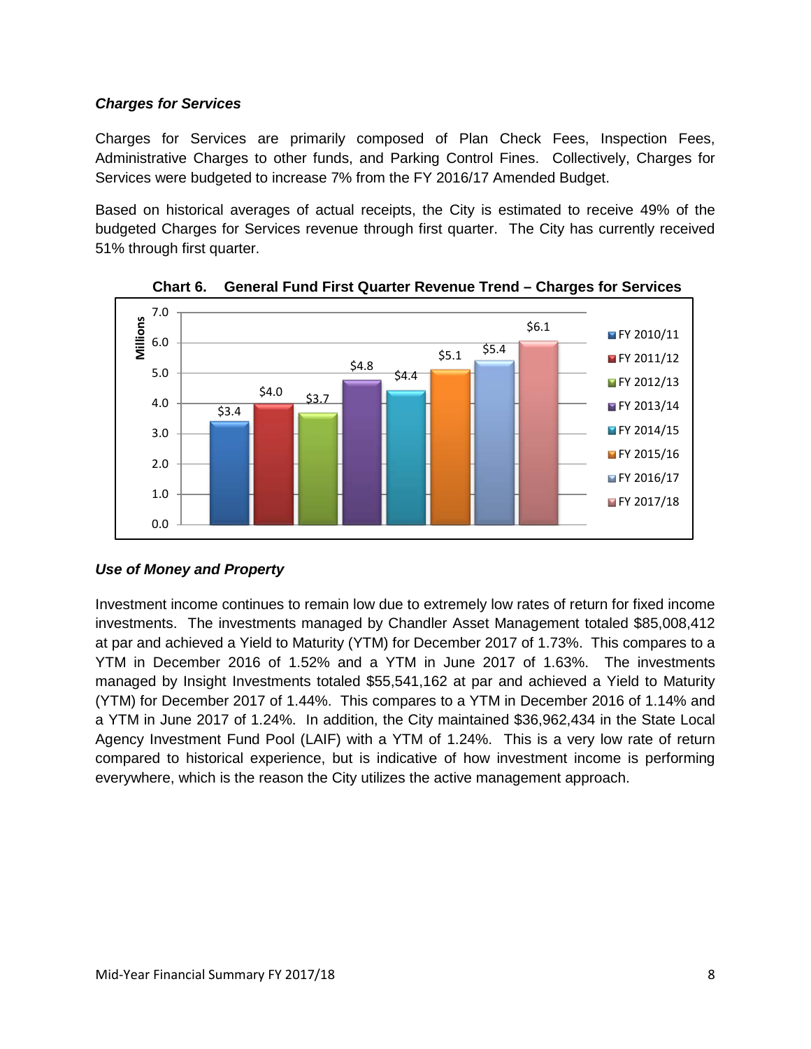### *Charges for Services*

Charges for Services are primarily composed of Plan Check Fees, Inspection Fees, Administrative Charges to other funds, and Parking Control Fines. Collectively, Charges for Services were budgeted to increase 7% from the FY 2016/17 Amended Budget.

Based on historical averages of actual receipts, the City is estimated to receive 49% of the budgeted Charges for Services revenue through first quarter. The City has currently received 51% through first quarter.

**Chart 6. General Fund First Quarter Revenue Trend – Charges for Services**

| Fiscal Year | Millions |
|---|---|
| FY 2010/11 | $3.4 |
| FY 2011/12 | $4.0 |
| FY 2012/13 | $3.7 |
| FY 2013/14 | $4.8 |
| FY 2014/15 | $4.4 |
| FY 2015/16 | $5.1 |
| FY 2016/17 | $5.4 |
| FY 2017/18 | $6.1 |

### *Use of Money and Property*

Investment income continues to remain low due to extremely low rates of return for fixed income investments. The investments managed by Chandler Asset Management totaled $85,008,412 at par and achieved a Yield to Maturity (YTM) for December 2017 of 1.73%. This compares to a YTM in December 2016 of 1.52% and a YTM in June 2017 of 1.63%. The investments managed by Insight Investments totaled $55,541,162 at par and achieved a Yield to Maturity (YTM) for December 2017 of 1.44%. This compares to a YTM in December 2016 of 1.14% and a YTM in June 2017 of 1.24%. In addition, the City maintained $36,962,434 in the State Local Agency Investment Fund Pool (LAIF) with a YTM of 1.24%. This is a very low rate of return compared to historical experience, but is indicative of how investment income is performing everywhere, which is the reason the City utilizes the active management approach.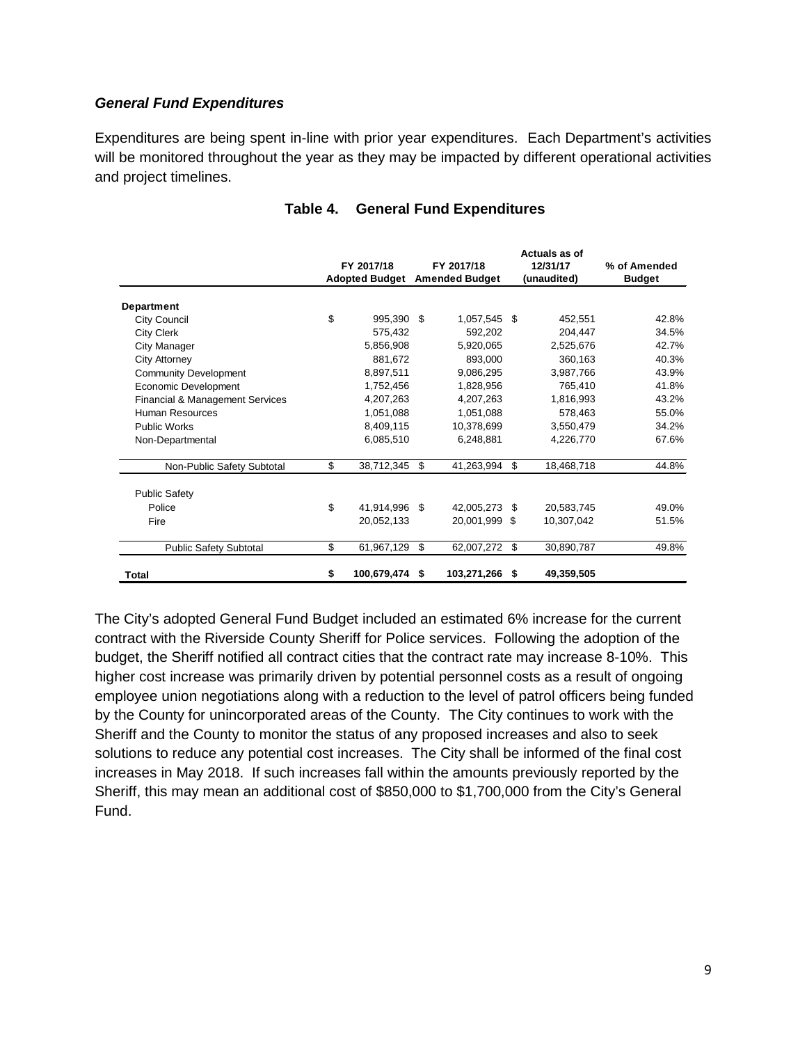***General Fund Expenditures***

Expenditures are being spent in-line with prior year expenditures. Each Department's activities will be monitored throughout the year as they may be impacted by different operational activities and project timelines.

**Table 4. General Fund Expenditures**

| | FY 2017/18 Adopted Budget | FY 2017/18 Amended Budget | Actuals as of 12/31/17 (unaudited) | % of Amended Budget |
|---|---|---|---|---|
| **Department** | | | | |
| City Council | $ 995,390 | $ 1,057,545 | $ 452,551 | 42.8% |
| City Clerk | 575,432 | 592,202 | 204,447 | 34.5% |
| City Manager | 5,856,908 | 5,920,065 | 2,525,676 | 42.7% |
| City Attorney | 881,672 | 893,000 | 360,163 | 40.3% |
| Community Development | 8,897,511 | 9,086,295 | 3,987,766 | 43.9% |
| Economic Development | 1,752,456 | 1,828,956 | 765,410 | 41.8% |
| Financial & Management Services | 4,207,263 | 4,207,263 | 1,816,993 | 43.2% |
| Human Resources | 1,051,088 | 1,051,088 | 578,463 | 55.0% |
| Public Works | 8,409,115 | 10,378,699 | 3,550,479 | 34.2% |
| Non-Departmental | 6,085,510 | 6,248,881 | 4,226,770 | 67.6% |
| Non-Public Safety Subtotal | $ 38,712,345 | $ 41,263,994 | $ 18,468,718 | 44.8% |
| Public Safety | | | | |
| Police | $ 41,914,996 | $ 42,005,273 | $ 20,583,745 | 49.0% |
| Fire | 20,052,133 | 20,001,999 | $ 10,307,042 | 51.5% |
| Public Safety Subtotal | $ 61,967,129 | $ 62,007,272 | $ 30,890,787 | 49.8% |
| **Total** | **$ 100,679,474** | **$ 103,271,266** | **$ 49,359,505** | |

The City's adopted General Fund Budget included an estimated 6% increase for the current contract with the Riverside County Sheriff for Police services. Following the adoption of the budget, the Sheriff notified all contract cities that the contract rate may increase 8-10%. This higher cost increase was primarily driven by potential personnel costs as a result of ongoing employee union negotiations along with a reduction to the level of patrol officers being funded by the County for unincorporated areas of the County. The City continues to work with the Sheriff and the County to monitor the status of any proposed increases and also to seek solutions to reduce any potential cost increases. The City shall be informed of the final cost increases in May 2018. If such increases fall within the amounts previously reported by the Sheriff, this may mean an additional cost of $850,000 to $1,700,000 from the City's General Fund.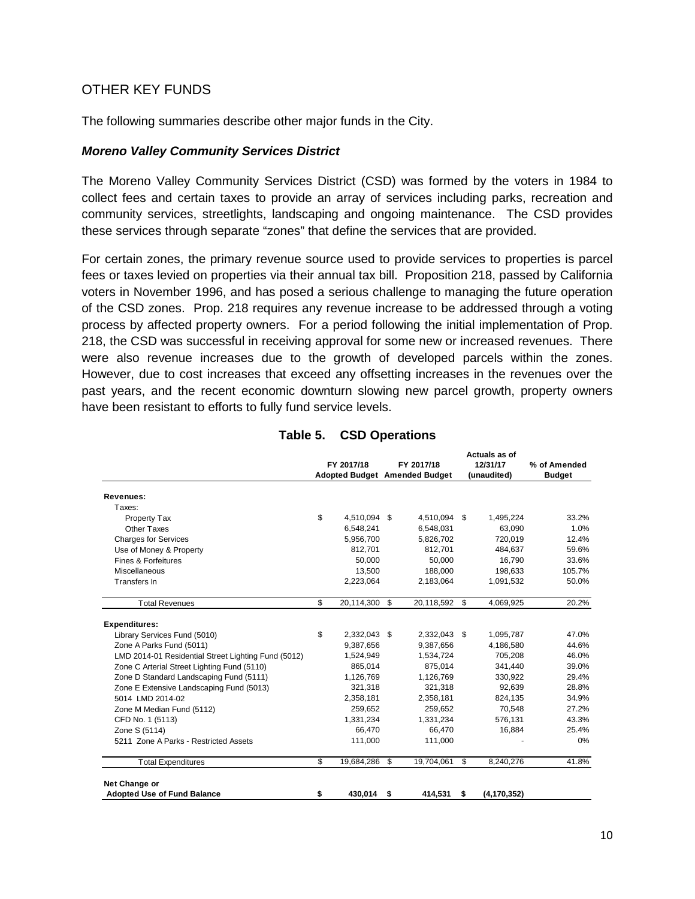## OTHER KEY FUNDS

The following summaries describe other major funds in the City.

### *Moreno Valley Community Services District*

The Moreno Valley Community Services District (CSD) was formed by the voters in 1984 to collect fees and certain taxes to provide an array of services including parks, recreation and community services, streetlights, landscaping and ongoing maintenance. The CSD provides these services through separate "zones" that define the services that are provided.

For certain zones, the primary revenue source used to provide services to properties is parcel fees or taxes levied on properties via their annual tax bill. Proposition 218, passed by California voters in November 1996, and has posed a serious challenge to managing the future operation of the CSD zones. Prop. 218 requires any revenue increase to be addressed through a voting process by affected property owners. For a period following the initial implementation of Prop. 218, the CSD was successful in receiving approval for some new or increased revenues. There were also revenue increases due to the growth of developed parcels within the zones. However, due to cost increases that exceed any offsetting increases in the revenues over the past years, and the recent economic downturn slowing new parcel growth, property owners have been resistant to efforts to fully fund service levels.

**Table 5. CSD Operations**

| | FY 2017/18 Adopted Budget | FY 2017/18 Amended Budget | Actuals as of 12/31/17 (unaudited) | % of Amended Budget |
|---|---|---|---|---|
| **Revenues:** | | | | |
| Taxes: | | | | |
| Property Tax | $ 4,510,094 | $ 4,510,094 | $ 1,495,224 | 33.2% |
| Other Taxes | 6,548,241 | 6,548,031 | 63,090 | 1.0% |
| Charges for Services | 5,956,700 | 5,826,702 | 720,019 | 12.4% |
| Use of Money & Property | 812,701 | 812,701 | 484,637 | 59.6% |
| Fines & Forfeitures | 50,000 | 50,000 | 16,790 | 33.6% |
| Miscellaneous | 13,500 | 188,000 | 198,633 | 105.7% |
| Transfers In | 2,223,064 | 2,183,064 | 1,091,532 | 50.0% |
| Total Revenues | $ 20,114,300 | $ 20,118,592 | $ 4,069,925 | 20.2% |
| **Expenditures:** | | | | |
| Library Services Fund (5010) | $ 2,332,043 | $ 2,332,043 | $ 1,095,787 | 47.0% |
| Zone A Parks Fund (5011) | 9,387,656 | 9,387,656 | 4,186,580 | 44.6% |
| LMD 2014-01 Residential Street Lighting Fund (5012) | 1,524,949 | 1,534,724 | 705,208 | 46.0% |
| Zone C Arterial Street Lighting Fund (5110) | 865,014 | 875,014 | 341,440 | 39.0% |
| Zone D Standard Landscaping Fund (5111) | 1,126,769 | 1,126,769 | 330,922 | 29.4% |
| Zone E Extensive Landscaping Fund (5013) | 321,318 | 321,318 | 92,639 | 28.8% |
| 5014 LMD 2014-02 | 2,358,181 | 2,358,181 | 824,135 | 34.9% |
| Zone M Median Fund (5112) | 259,652 | 259,652 | 70,548 | 27.2% |
| CFD No. 1 (5113) | 1,331,234 | 1,331,234 | 576,131 | 43.3% |
| Zone S (5114) | 66,470 | 66,470 | 16,884 | 25.4% |
| 5211 Zone A Parks - Restricted Assets | 111,000 | 111,000 | - | 0% |
| Total Expenditures | $ 19,684,286 | $ 19,704,061 | $ 8,240,276 | 41.8% |
| **Net Change or Adopted Use of Fund Balance** | **$ 430,014** | **$ 414,531** | **$ (4,170,352)** | |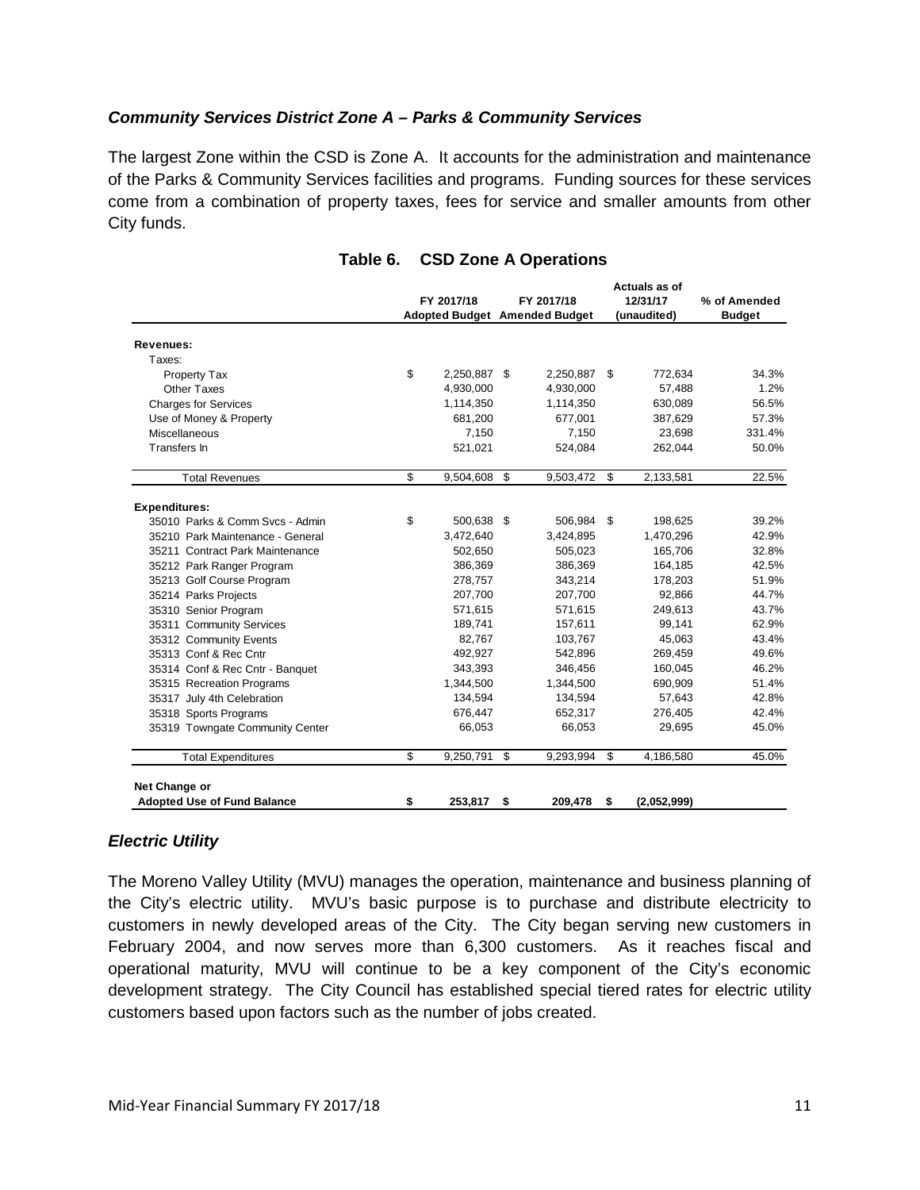### *Community Services District Zone A – Parks & Community Services*

The largest Zone within the CSD is Zone A. It accounts for the administration and maintenance of the Parks & Community Services facilities and programs. Funding sources for these services come from a combination of property taxes, fees for service and smaller amounts from other City funds.

**Table 6. CSD Zone A Operations**

| | FY 2017/18 Adopted Budget | FY 2017/18 Amended Budget | Actuals as of 12/31/17 (unaudited) | % of Amended Budget |
|---|---|---|---|---|
| **Revenues:** | | | | |
| Taxes: | | | | |
| Property Tax | $ 2,250,887 | $ 2,250,887 | $ 772,634 | 34.3% |
| Other Taxes | 4,930,000 | 4,930,000 | 57,488 | 1.2% |
| Charges for Services | 1,114,350 | 1,114,350 | 630,089 | 56.5% |
| Use of Money & Property | 681,200 | 677,001 | 387,629 | 57.3% |
| Miscellaneous | 7,150 | 7,150 | 23,698 | 331.4% |
| Transfers In | 521,021 | 524,084 | 262,044 | 50.0% |
| Total Revenues | $ 9,504,608 | $ 9,503,472 | $ 2,133,581 | 22.5% |
| **Expenditures:** | | | | |
| 35010 Parks & Comm Svcs - Admin | $ 500,638 | $ 506,984 | $ 198,625 | 39.2% |
| 35210 Park Maintenance - General | 3,472,640 | 3,424,895 | 1,470,296 | 42.9% |
| 35211 Contract Park Maintenance | 502,650 | 505,023 | 165,706 | 32.8% |
| 35212 Park Ranger Program | 386,369 | 386,369 | 164,185 | 42.5% |
| 35213 Golf Course Program | 278,757 | 343,214 | 178,203 | 51.9% |
| 35214 Parks Projects | 207,700 | 207,700 | 92,866 | 44.7% |
| 35310 Senior Program | 571,615 | 571,615 | 249,613 | 43.7% |
| 35311 Community Services | 189,741 | 157,611 | 99,141 | 62.9% |
| 35312 Community Events | 82,767 | 103,767 | 45,063 | 43.4% |
| 35313 Conf & Rec Cntr | 492,927 | 542,896 | 269,459 | 49.6% |
| 35314 Conf & Rec Cntr - Banquet | 343,393 | 346,456 | 160,045 | 46.2% |
| 35315 Recreation Programs | 1,344,500 | 1,344,500 | 690,909 | 51.4% |
| 35317 July 4th Celebration | 134,594 | 134,594 | 57,643 | 42.8% |
| 35318 Sports Programs | 676,447 | 652,317 | 276,405 | 42.4% |
| 35319 Towngate Community Center | 66,053 | 66,053 | 29,695 | 45.0% |
| Total Expenditures | $ 9,250,791 | $ 9,293,994 | $ 4,186,580 | 45.0% |
| **Net Change or Adopted Use of Fund Balance** | **$ 253,817** | **$ 209,478** | **$ (2,052,999)** | |

### *Electric Utility*

The Moreno Valley Utility (MVU) manages the operation, maintenance and business planning of the City's electric utility. MVU's basic purpose is to purchase and distribute electricity to customers in newly developed areas of the City. The City began serving new customers in February 2004, and now serves more than 6,300 customers. As it reaches fiscal and operational maturity, MVU will continue to be a key component of the City's economic development strategy. The City Council has established special tiered rates for electric utility customers based upon factors such as the number of jobs created.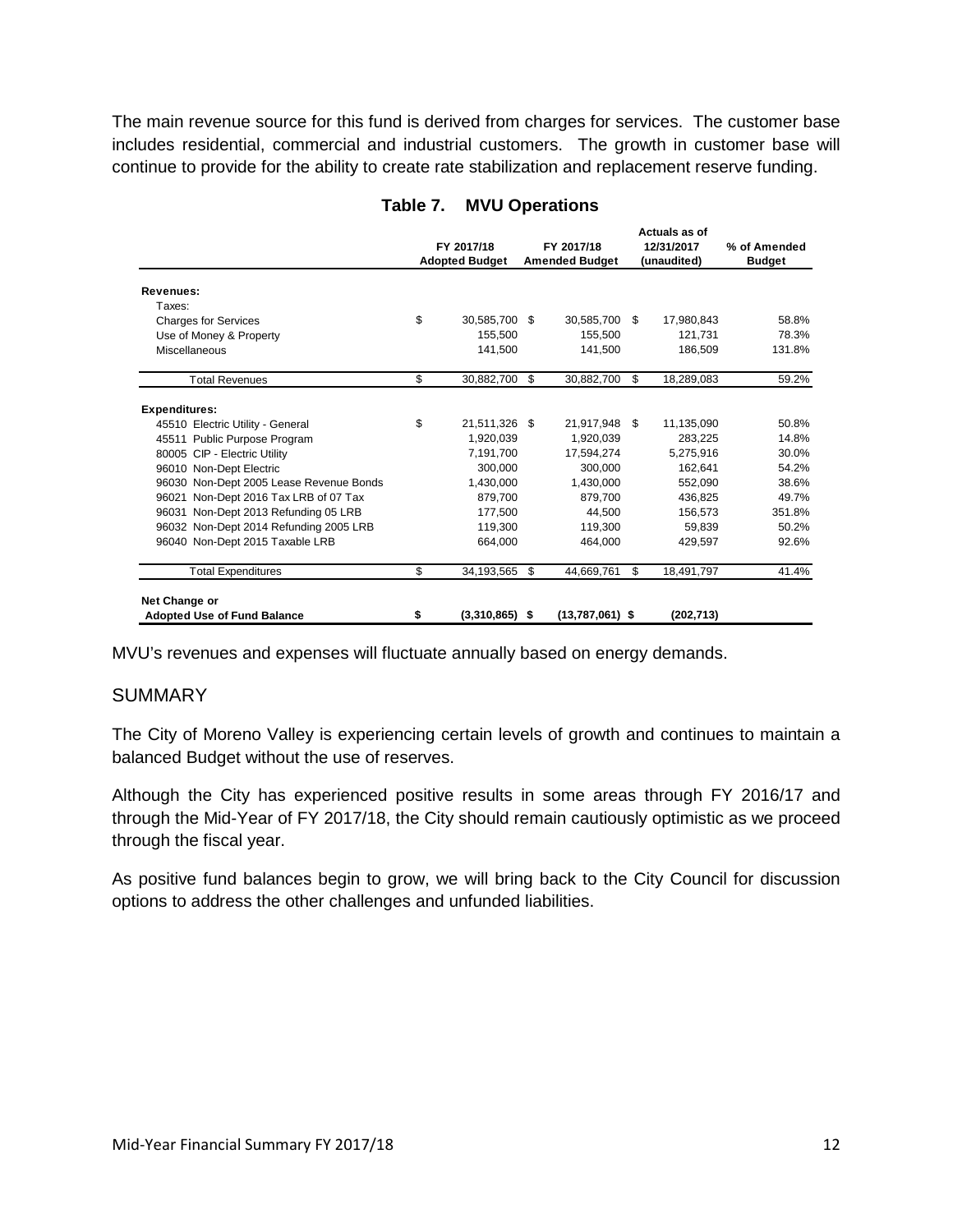The main revenue source for this fund is derived from charges for services. The customer base includes residential, commercial and industrial customers. The growth in customer base will continue to provide for the ability to create rate stabilization and replacement reserve funding.

**Table 7. MVU Operations**

| | FY 2017/18 Adopted Budget | FY 2017/18 Amended Budget | Actuals as of 12/31/2017 (unaudited) | % of Amended Budget |
|---|---|---|---|---|
| **Revenues:** | | | | |
| Taxes: | | | | |
| Charges for Services | $ 30,585,700 | $ 30,585,700 | $ 17,980,843 | 58.8% |
| Use of Money & Property | 155,500 | 155,500 | 121,731 | 78.3% |
| Miscellaneous | 141,500 | 141,500 | 186,509 | 131.8% |
| Total Revenues | $ 30,882,700 | $ 30,882,700 | $ 18,289,083 | 59.2% |
| **Expenditures:** | | | | |
| 45510 Electric Utility - General | $ 21,511,326 | $ 21,917,948 | $ 11,135,090 | 50.8% |
| 45511 Public Purpose Program | 1,920,039 | 1,920,039 | 283,225 | 14.8% |
| 80005 CIP - Electric Utility | 7,191,700 | 17,594,274 | 5,275,916 | 30.0% |
| 96010 Non-Dept Electric | 300,000 | 300,000 | 162,641 | 54.2% |
| 96030 Non-Dept 2005 Lease Revenue Bonds | 1,430,000 | 1,430,000 | 552,090 | 38.6% |
| 96021 Non-Dept 2016 Tax LRB of 07 Tax | 879,700 | 879,700 | 436,825 | 49.7% |
| 96031 Non-Dept 2013 Refunding 05 LRB | 177,500 | 44,500 | 156,573 | 351.8% |
| 96032 Non-Dept 2014 Refunding 2005 LRB | 119,300 | 119,300 | 59,839 | 50.2% |
| 96040 Non-Dept 2015 Taxable LRB | 664,000 | 464,000 | 429,597 | 92.6% |
| Total Expenditures | $ 34,193,565 | $ 44,669,761 | $ 18,491,797 | 41.4% |
| **Net Change or Adopted Use of Fund Balance** | **$ (3,310,865)** | **$ (13,787,061)** | **$ (202,713)** | |

MVU's revenues and expenses will fluctuate annually based on energy demands.

## SUMMARY

The City of Moreno Valley is experiencing certain levels of growth and continues to maintain a balanced Budget without the use of reserves.

Although the City has experienced positive results in some areas through FY 2016/17 and through the Mid-Year of FY 2017/18, the City should remain cautiously optimistic as we proceed through the fiscal year.

As positive fund balances begin to grow, we will bring back to the City Council for discussion options to address the other challenges and unfunded liabilities.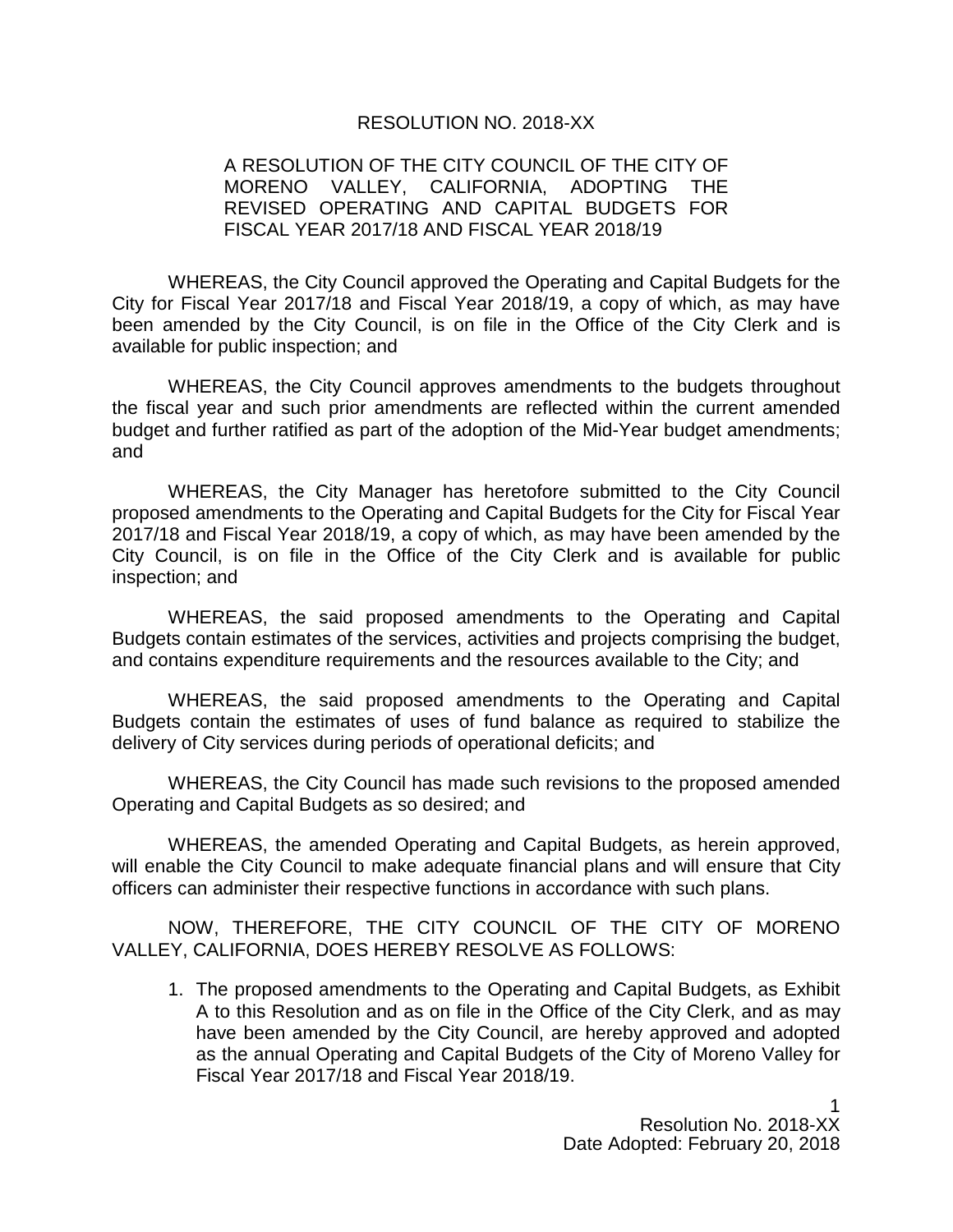RESOLUTION NO. 2018-XX

A RESOLUTION OF THE CITY COUNCIL OF THE CITY OF MORENO VALLEY, CALIFORNIA, ADOPTING THE REVISED OPERATING AND CAPITAL BUDGETS FOR FISCAL YEAR 2017/18 AND FISCAL YEAR 2018/19

WHEREAS, the City Council approved the Operating and Capital Budgets for the City for Fiscal Year 2017/18 and Fiscal Year 2018/19, a copy of which, as may have been amended by the City Council, is on file in the Office of the City Clerk and is available for public inspection; and

WHEREAS, the City Council approves amendments to the budgets throughout the fiscal year and such prior amendments are reflected within the current amended budget and further ratified as part of the adoption of the Mid-Year budget amendments; and

WHEREAS, the City Manager has heretofore submitted to the City Council proposed amendments to the Operating and Capital Budgets for the City for Fiscal Year 2017/18 and Fiscal Year 2018/19, a copy of which, as may have been amended by the City Council, is on file in the Office of the City Clerk and is available for public inspection; and

WHEREAS, the said proposed amendments to the Operating and Capital Budgets contain estimates of the services, activities and projects comprising the budget, and contains expenditure requirements and the resources available to the City; and

WHEREAS, the said proposed amendments to the Operating and Capital Budgets contain the estimates of uses of fund balance as required to stabilize the delivery of City services during periods of operational deficits; and

WHEREAS, the City Council has made such revisions to the proposed amended Operating and Capital Budgets as so desired; and

WHEREAS, the amended Operating and Capital Budgets, as herein approved, will enable the City Council to make adequate financial plans and will ensure that City officers can administer their respective functions in accordance with such plans.

NOW, THEREFORE, THE CITY COUNCIL OF THE CITY OF MORENO VALLEY, CALIFORNIA, DOES HEREBY RESOLVE AS FOLLOWS:

1. The proposed amendments to the Operating and Capital Budgets, as Exhibit A to this Resolution and as on file in the Office of the City Clerk, and as may have been amended by the City Council, are hereby approved and adopted as the annual Operating and Capital Budgets of the City of Moreno Valley for Fiscal Year 2017/18 and Fiscal Year 2018/19.

Resolution No. 2018-XX
Date Adopted: February 20, 2018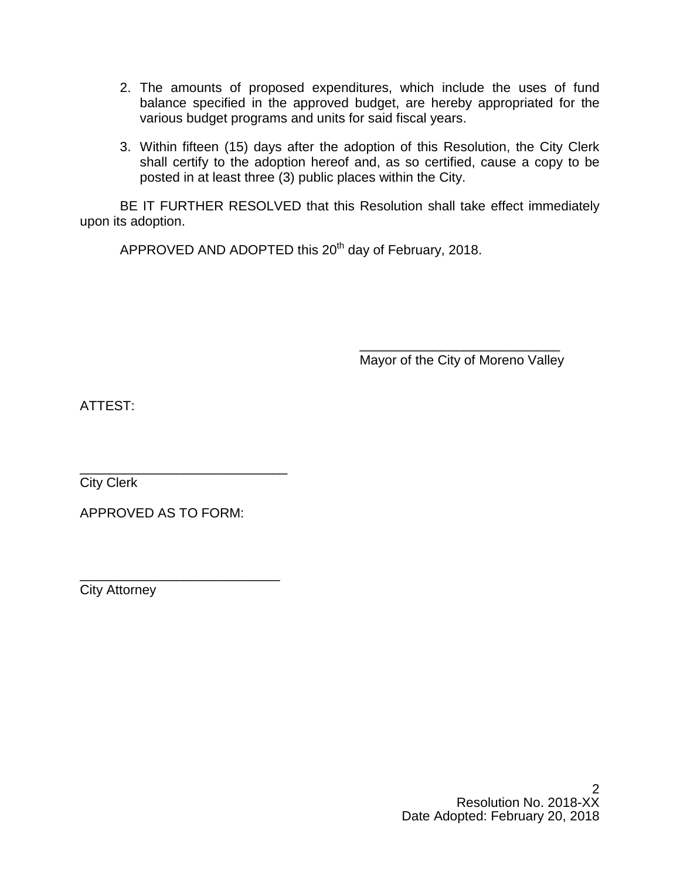2. The amounts of proposed expenditures, which include the uses of fund balance specified in the approved budget, are hereby appropriated for the various budget programs and units for said fiscal years.

3. Within fifteen (15) days after the adoption of this Resolution, the City Clerk shall certify to the adoption hereof and, as so certified, cause a copy to be posted in at least three (3) public places within the City.

BE IT FURTHER RESOLVED that this Resolution shall take effect immediately upon its adoption.

APPROVED AND ADOPTED this 20th day of February, 2018.

___________________________
Mayor of the City of Moreno Valley

ATTEST:

____________________________
City Clerk

APPROVED AS TO FORM:

___________________________
City Attorney

Resolution No. 2018-XX
Date Adopted: February 20, 2018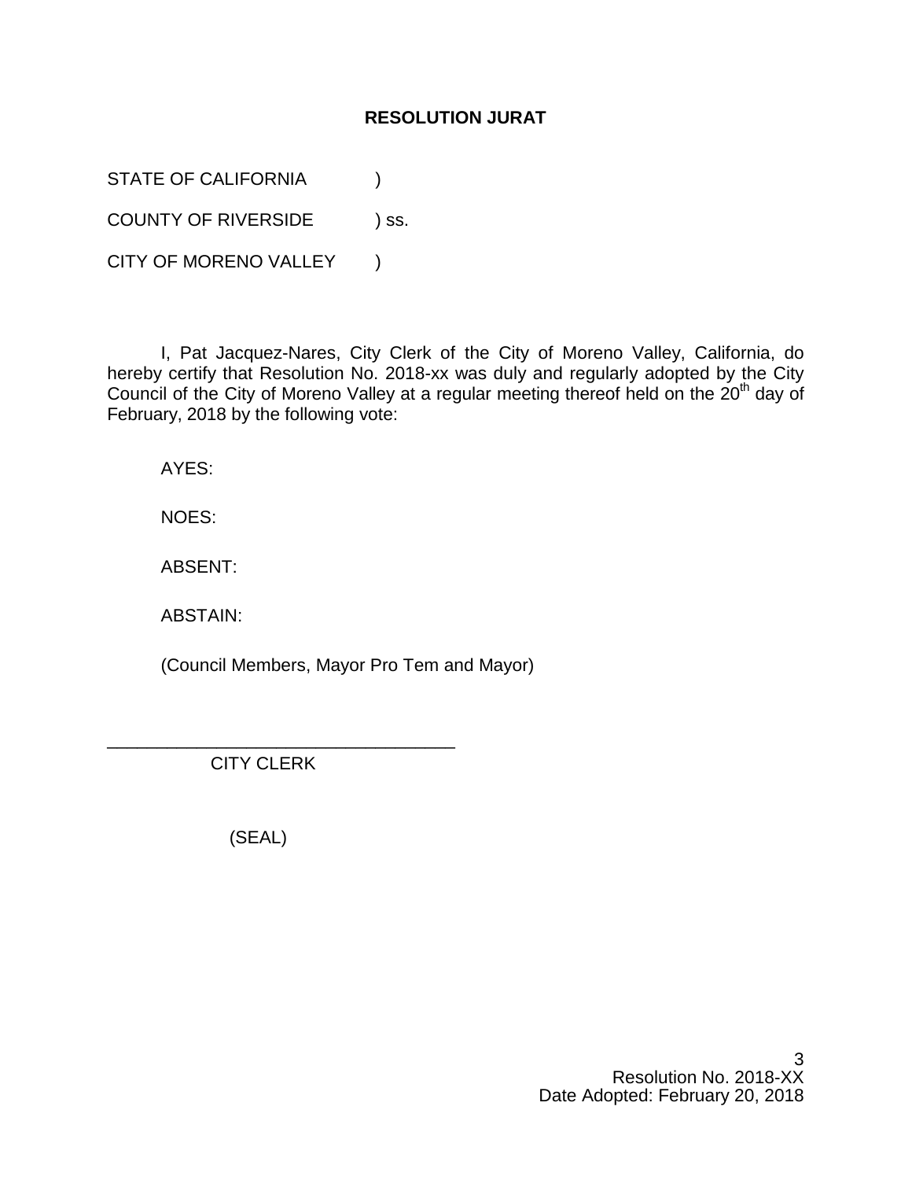# RESOLUTION JURAT

STATE OF CALIFORNIA )

COUNTY OF RIVERSIDE ) ss.

CITY OF MORENO VALLEY )

I, Pat Jacquez-Nares, City Clerk of the City of Moreno Valley, California, do hereby certify that Resolution No. 2018-xx was duly and regularly adopted by the City Council of the City of Moreno Valley at a regular meeting thereof held on the 20th day of February, 2018 by the following vote:

AYES:

NOES:

ABSENT:

ABSTAIN:

(Council Members, Mayor Pro Tem and Mayor)

\_\_\_\_\_\_\_\_\_\_\_\_\_\_\_\_\_\_\_\_\_\_\_\_\_\_\_\_\_\_\_\_\_\_\_

CITY CLERK

(SEAL)

Resolution No. 2018-XX
Date Adopted: February 20, 2018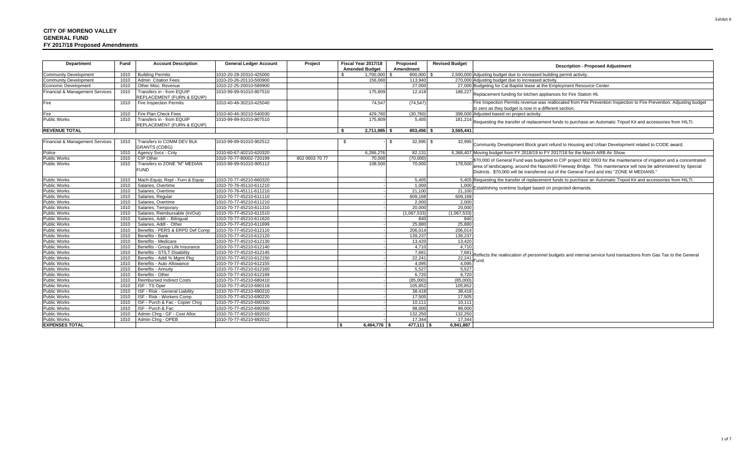Exhibit A

**CITY OF MORENO VALLEY**
**GENERAL FUND**
**FY 2017/18 Proposed Amendments**

| Department | Fund | Account Description | General Ledger Account | Project | Fiscal Year 2017/18 Amended Budget | Proposed Amendment | Revised Budget | Description - Proposed Adjustment |
|---|---|---|---|---|---|---|---|---|
| Community Development | 1010 | Building Permits | 1010-20-28-20310-425000 | | $ 1,700,000 | $ 800,000 | $ 2,500,000 | Adjusting budget due to increased building permit activity. |
| Community Development | 1010 | Admin Citation Fees | 1010-20-26-20110-500900 | | 156,060 | 113,940 | 270,000 | Adjusting budget due to increased activity. |
| Economic Development | 1010 | Other Misc. Revenue | 1010-22-25-20010-589900 | | - | 27,000 | 27,000 | Budgeting for Cal Baptist lease at the Employment Resource Center. |
| Financial & Management Services | 1010 | Transfers in - from EQUIP REPLACEMENT (FURN & EQUIP) | 1010-99-99-91010-807510 | | 175,809 | 12,418 | 188,227 | Replacement funding for kitchen appliances for Fire Station #6. |
| Fire | 1010 | Fire Inspection Permits | 1010-40-46-30210-425040 | | 74,547 | (74,547) | - | Fire Inspection Permits revenue was reallocated from Fire Prevention Inspection to Fire Prevention. Adjusting budget to zero as they budget is now in a different section. |
| Fire | 1010 | Fire Plan Check Fees | 1010-40-46-30210-540030 | | 429,760 | (30,760) | 399,000 | Adjusted based on project activity. |
| Public Works | 1010 | Transfers in - from EQUIP REPLACEMENT (FURN & EQUIP) | 1010-99-99-91010-807510 | | 175,809 | 5,405 | 181,214 | Requesting the transfer of replacement funds to purchase an Automatic Tripod Kit and accessories from HILTI. |
| **REVENUE TOTAL** | | | | | **$ 2,711,985** | **$ 853,456** | **$ 3,565,441** | |

| Department | Fund | Account Description | General Ledger Account | Project | Fiscal Year 2017/18 Amended Budget | Proposed Amendment | Revised Budget | Description - Proposed Adjustment |
|---|---|---|---|---|---|---|---|---|
| Financial & Management Services | 1010 | Transfers to COMM DEV BLK GRANTS (CDBG) | 1010-99-99-91010-902512 | | $ - | $ 32,995 | $ 32,995 | Community Development Block grant refund to Housing and Urban Development related to CODE award. |
| Police | 1010 | Agency Svcs - Cnty | 1010-60-67-40210-620320 | | 6,286,276 | 82,131 | 6,368,407 | Moving budget from FY 2018/19 to FY 2017/18 for the March ARB Air Show. |
| Public Works | 1010 | CIP Other | 1010-70-77-80002-720199 | 802 0003 70 77 | 70,000 | (70,000) | - | $70,000 of General Fund was budgeted to CIP project 802 0003 for the maintenance of irrigation and a concentrated area of landscaping, around the Nason/60 Freeway Bridge. This maintenance will now be administered by Special Districts. $70,000 will be transferred out of the General Fund and into "ZONE M MEDIANS." |
| Public Works | 1010 | Transfers to ZONE "M" MEDIAN FUND | 1010-99-99-91010-905112 | | 108,500 | 70,000 | 178,500 | |
| Public Works | 1010 | Mach-Equip, Repl - Furn & Equip | 1010-70-77-45210-660320 | | - | 5,405 | 5,405 | Requesting the transfer of replacement funds to purchase an Automatic Tripod Kit and accessories from HILTI. |
| Public Works | 1010 | Salaries, Overtime | 1010-70-76-45110-611210 | | - | 1,000 | 1,000 | Establishing overtime budget based on projected demands. |
| Public Works | 1010 | Salaries, Overtime | 1010-70-76-45111-611210 | | - | 21,100 | 21,100 | |
| Public Works | 1010 | Salaries, Regular | 1010-70-77-45210-611110 | | - | 609,168 | 609,168 | Reflects the reallocation of personnel budgets and internal service fund transactions from Gas Tax to the General Fund. |
| Public Works | 1010 | Salaries, Overtime | 1010-70-77-45210-611210 | | - | 2,000 | 2,000 | |
| Public Works | 1010 | Salaries, Temporary | 1010-70-77-45210-611310 | | - | 20,000 | 20,000 | |
| Public Works | 1010 | Salaries, Reimbursable (In/Out) | 1010-70-77-45210-611510 | | - | (1,067,533) | (1,067,533) | |
| Public Works | 1010 | Salaries, Addl - Bilingual | 1010-70-77-45210-611620 | | - | 840 | 840 | |
| Public Works | 1010 | Salaries, Addl - Other | 1010-70-77-45210-611699 | | - | 25,880 | 25,880 | |
| Public Works | 1010 | Benefits - PERS & ERPD Def Comp | 1010-70-77-45210-612110 | | - | 206,014 | 206,014 | |
| Public Works | 1010 | Benefits - Bank | 1010-70-77-45210-612120 | | - | 139,237 | 139,237 | |
| Public Works | 1010 | Benefits - Medicare | 1010-70-77-45210-612130 | | - | 13,420 | 13,420 | |
| Public Works | 1010 | Benefits - Group Life Insurance | 1010-70-77-45210-612140 | | - | 4,710 | 4,710 | |
| Public Works | 1010 | Benefits - ST/LT Disability | 1010-70-77-45210-612145 | | - | 7,681 | 7,681 | |
| Public Works | 1010 | Benefits - Addl % Mgmt Pkg | 1010-70-77-45210-612150 | | - | 22,241 | 22,241 | |
| Public Works | 1010 | Benefits - Auto Allowance | 1010-70-77-45210-612155 | | - | 4,095 | 4,095 | |
| Public Works | 1010 | Benefits - Annuity | 1010-70-77-45210-612160 | | - | 5,527 | 5,527 | |
| Public Works | 1010 | Benefits - Other | 1010-70-77-45210-612199 | | - | 6,720 | 6,720 | |
| Public Works | 1010 | Reimbursed Indirect Costs | 1010-70-77-45210-680410 | | - | (85,000) | (85,000) | |
| Public Works | 1010 | ISF - TS Oper | 1010-70-77-45210-690118 | | - | 105,852 | 105,852 | |
| Public Works | 1010 | ISF - Risk - General Liability | 1010-70-77-45210-690210 | | - | 38,418 | 38,418 | |
| Public Works | 1010 | ISF - Risk - Workers Comp | 1010-70-77-45210-690220 | | - | 17,505 | 17,505 | |
| Public Works | 1010 | ISF - Purch & Fac - Copier Chrg | 1010-70-77-45210-690320 | | - | 10,111 | 10,111 | |
| Public Works | 1010 | ISF - Purch & Fac | 1010-70-77-45210-690390 | | - | 98,000 | 98,000 | |
| Public Works | 1010 | Admin Chrg - GF - Cost Alloc | 1010-70-77-45210-692010 | | - | 132,250 | 132,250 | |
| Public Works | 1010 | Admin Chrg - OPEB | 1010-70-77-45210-692012 | | - | 17,344 | 17,344 | |
| **EXPENSES TOTAL** | | | | | **$ 6,464,776** | **$ 477,111** | **$ 6,941,887** | |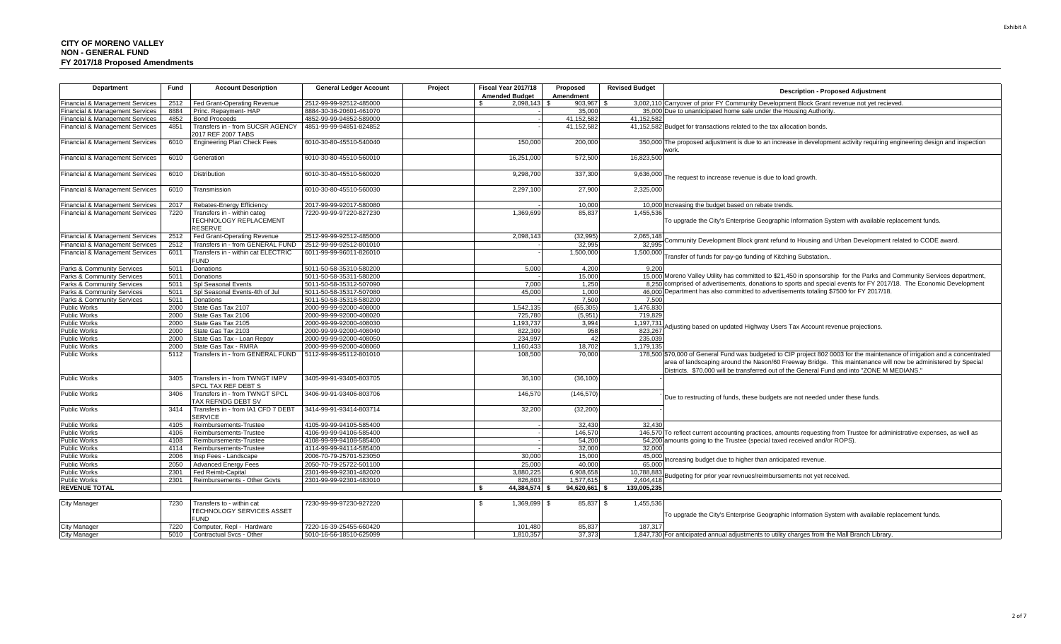Exhibit A

# CITY OF MORENO VALLEY
## NON - GENERAL FUND
### FY 2017/18 Proposed Amendments

| Department | Fund | Account Description | General Ledger Account | Project | Fiscal Year 2017/18 Amended Budget | Proposed Amendment | Revised Budget | Description - Proposed Adjustment |
|---|---|---|---|---|---|---|---|---|
| Financial & Management Services | 2512 | Fed Grant-Operating Revenue | 2512-99-99-92512-485000 | | $ 2,098,143 | $ 903,967 | $ 3,002,110 | Carryover of prior FY Community Development Block Grant revenue not yet recieved. |
| Financial & Management Services | 8884 | Princ. Repayment- HAP | 8884-30-36-20601-461070 | | - | 35,000 | 35,000 | Due to unanticipated home sale under the Housing Authority. |
| Financial & Management Services | 4852 | Bond Proceeds | 4852-99-99-94852-589000 | | - | 41,152,582 | 41,152,582 | Budget for transactions related to the tax allocation bonds. |
| Financial & Management Services | 4851 | Transfers in - from SUCSR AGENCY 2017 REF 2007 TABS | 4851-99-99-94851-824852 | | - | 41,152,582 | 41,152,582 | |
| Financial & Management Services | 6010 | Engineering Plan Check Fees | 6010-30-80-45510-540040 | | 150,000 | 200,000 | 350,000 | The proposed adjustment is due to an increase in development activity requiring engineering design and inspection work. |
| Financial & Management Services | 6010 | Generation | 6010-30-80-45510-560010 | | 16,251,000 | 572,500 | 16,823,500 | The request to increase revenue is due to load growth. |
| Financial & Management Services | 6010 | Distribution | 6010-30-80-45510-560020 | | 9,298,700 | 337,300 | 9,636,000 | |
| Financial & Management Services | 6010 | Transmission | 6010-30-80-45510-560030 | | 2,297,100 | 27,900 | 2,325,000 | |
| Financial & Management Services | 2017 | Rebates-Energy Efficiency | 2017-99-99-92017-580080 | | - | 10,000 | 10,000 | Increasing the budget based on rebate trends. |
| Financial & Management Services | 7220 | Transfers in - within categ TECHNOLOGY REPLACEMENT RESERVE | 7220-99-99-97220-827230 | | 1,369,699 | 85,837 | 1,455,536 | To upgrade the City's Enterprise Geographic Information System with available replacement funds. |
| Financial & Management Services | 2512 | Fed Grant-Operating Revenue | 2512-99-99-92512-485000 | | 2,098,143 | (32,995) | 2,065,148 | Community Development Block grant refund to Housing and Urban Development related to CODE award. |
| Financial & Management Services | 2512 | Transfers in - from GENERAL FUND | 2512-99-99-92512-801010 | | - | 32,995 | 32,995 | |
| Financial & Management Services | 6011 | Transfers in - within cat ELECTRIC FUND | 6011-99-99-96011-826010 | | - | 1,500,000 | 1,500,000 | Transfer of funds for pay-go funding of Kitching Substation.. |
| Parks & Community Services | 5011 | Donations | 5011-50-58-35310-580200 | | 5,000 | 4,200 | 9,200 | Moreno Valley Utility has committed to $21,450 in sponsorship for the Parks and Community Services department, comprised of advertisements, donations to sports and special events for FY 2017/18. The Economic Development Department has also committed to advertisements totaling $7500 for FY 2017/18. |
| Parks & Community Services | 5011 | Donations | 5011-50-58-35311-580200 | | - | 15,000 | 15,000 | |
| Parks & Community Services | 5011 | Spl Seasonal Events | 5011-50-58-35312-507090 | | 7,000 | 1,250 | 8,250 | |
| Parks & Community Services | 5011 | Spl Seasonal Events-4th of Jul | 5011-50-58-35317-507080 | | 45,000 | 1,000 | 46,000 | |
| Parks & Community Services | 5011 | Donations | 5011-50-58-35318-580200 | | - | 7,500 | 7,500 | |
| Public Works | 2000 | State Gas Tax 2107 | 2000-99-99-92000-408000 | | 1,542,135 | (65,305) | 1,476,830 | Adjusting based on updated Highway Users Tax Account revenue projections. |
| Public Works | 2000 | State Gas Tax 2106 | 2000-99-99-92000-408020 | | 725,780 | (5,951) | 719,829 | |
| Public Works | 2000 | State Gas Tax 2105 | 2000-99-99-92000-408030 | | 1,193,737 | 3,994 | 1,197,731 | |
| Public Works | 2000 | State Gas Tax 2103 | 2000-99-99-92000-408040 | | 822,309 | 958 | 823,267 | |
| Public Works | 2000 | State Gas Tax - Loan Repay | 2000-99-99-92000-408050 | | 234,997 | 42 | 235,039 | |
| Public Works | 2000 | State Gas Tax - RMRA | 2000-99-99-92000-408060 | | 1,160,433 | 18,702 | 1,179,135 | |
| Public Works | 5112 | Transfers in - from GENERAL FUND | 5112-99-99-95112-801010 | | 108,500 | 70,000 | 178,500 | $70,000 of General Fund was budgeted to CIP project 802 0003 for the maintenance of irrigation and a concentrated area of landscaping around the Nason/60 Freeway Bridge. This maintenance will now be administered by Special Districts. $70,000 will be transferred out of the General Fund and into "ZONE M MEDIANS." |
| Public Works | 3405 | Transfers in - from TWNGT IMPV SPCL TAX REF DEBT S | 3405-99-91-93405-803705 | | 36,100 | (36,100) | - | Due to restructing of funds, these budgets are not needed under these funds. |
| Public Works | 3406 | Transfers in - from TWNGT SPCL TAX REFNDG DEBT SV | 3406-99-91-93406-803706 | | 146,570 | (146,570) | - | |
| Public Works | 3414 | Transfers in - from IA1 CFD 7 DEBT SERVICE | 3414-99-91-93414-803714 | | 32,200 | (32,200) | - | |
| Public Works | 4105 | Reimbursements-Trustee | 4105-99-99-94105-585400 | | - | 32,430 | 32,430 | To reflect current accounting practices, amounts requesting from Trustee for administrative expenses, as well as amounts going to the Trustee (special taxed received and/or ROPS). |
| Public Works | 4106 | Reimbursements-Trustee | 4106-99-99-94106-585400 | | - | 146,570 | 146,570 | |
| Public Works | 4108 | Reimbursements-Trustee | 4108-99-99-94108-585400 | | - | 54,200 | 54,200 | |
| Public Works | 4114 | Reimbursements-Trustee | 4114-99-99-94114-585400 | | - | 32,000 | 32,000 | |
| Public Works | 2006 | Insp Fees - Landscape | 2006-70-79-25701-523050 | | 30,000 | 15,000 | 45,000 | Increasing budget due to higher than anticipated revenue. |
| Public Works | 2050 | Advanced Energy Fees | 2050-70-79-25722-501100 | | 25,000 | 40,000 | 65,000 | |
| Public Works | 2301 | Fed Reimb-Capital | 2301-99-99-92301-482020 | | 3,880,225 | 6,908,658 | 10,788,883 | Budgeting for prior year revnues/reimbursements not yet received. |
| Public Works | 2301 | Reimbursements - Other Govts | 2301-99-99-92301-483010 | | 826,803 | 1,577,615 | 2,404,418 | |
| **REVENUE TOTAL** | | | | | $ 44,384,574 | $ 94,620,661 | $ 139,005,235 | |

| Department | Fund | Account Description | General Ledger Account | Project | Fiscal Year 2017/18 Amended Budget | Proposed Amendment | Revised Budget | Description - Proposed Adjustment |
|---|---|---|---|---|---|---|---|---|
| City Manager | 7230 | Transfers to - within cat TECHNOLOGY SERVICES ASSET FUND | 7230-99-99-97230-927220 | | $ 1,369,699 | $ 85,837 | $ 1,455,536 | To upgrade the City's Enterprise Geographic Information System with available replacement funds. |
| City Manager | 7220 | Computer, Repl - Hardware | 7220-16-39-25455-660420 | | 101,480 | 85,837 | 187,317 | |
| City Manager | 5010 | Contractual Svcs - Other | 5010-16-56-18510-625099 | | 1,810,357 | 37,373 | 1,847,730 | For anticipated annual adjustments to utility charges from the Mall Branch Library. |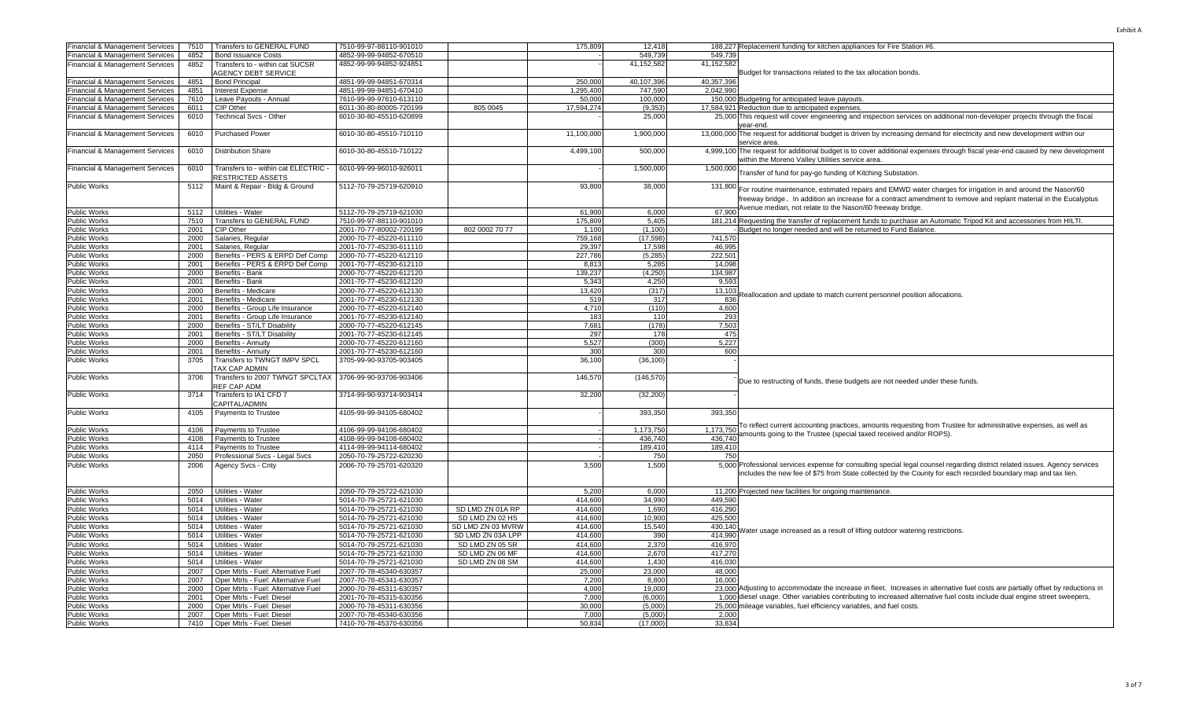Exhibit A

| Department | Fund | Description | Account | Project | Budget | Adjustment | Revised | Comments |
|---|---|---|---|---|---|---|---|---|
| Financial & Management Services | 7510 | Transfers to GENERAL FUND | 7510-99-97-88110-901010 | | 175,809 | 12,418 | 188,227 | Replacement funding for kitchen appliances for Fire Station #6. |
| Financial & Management Services | 4852 | Bond Issuance Costs | 4852-99-99-94852-670510 | | - | 549,739 | 549,739 | Budget for transactions related to the tax allocation bonds. |
| Financial & Management Services | 4852 | Transfers to - within cat SUCSR AGENCY DEBT SERVICE | 4852-99-99-94852-924851 | | - | 41,152,582 | 41,152,582 | |
| Financial & Management Services | 4851 | Bond Principal | 4851-99-99-94851-670314 | | 250,000 | 40,107,396 | 40,357,396 | |
| Financial & Management Services | 4851 | Interest Expense | 4851-99-99-94851-670410 | | 1,295,400 | 747,590 | 2,042,990 | |
| Financial & Management Services | 7610 | Leave Payouts - Annual | 7610-99-99-97610-613110 | | 50,000 | 100,000 | 150,000 | Budgeting for anticipated leave payouts. |
| Financial & Management Services | 6011 | CIP Other | 6011-30-80-80005-720199 | 805 0045 | 17,594,274 | (9,353) | 17,584,921 | Reduction due to anticipated expenses. |
| Financial & Management Services | 6010 | Technical Svcs - Other | 6010-30-80-45510-620899 | | - | 25,000 | 25,000 | This request will cover engineering and inspection services on additional non-developer projects through the fiscal year-end. |
| Financial & Management Services | 6010 | Purchased Power | 6010-30-80-45510-710110 | | 11,100,000 | 1,900,000 | 13,000,000 | The request for additional budget is driven by increasing demand for electricity and new development within our service area. |
| Financial & Management Services | 6010 | Distribution Share | 6010-30-80-45510-710122 | | 4,499,100 | 500,000 | 4,999,100 | The request for additional budget is to cover additional expenses through fiscal year-end caused by new development within the Moreno Valley Utilities service area. |
| Financial & Management Services | 6010 | Transfers to - within cat ELECTRIC - RESTRICTED ASSETS | 6010-99-99-96010-926011 | | - | 1,500,000 | 1,500,000 | Transfer of fund for pay-go funding of Kitching Substation. |
| Public Works | 5112 | Maint & Repair - Bldg & Ground | 5112-70-79-25719-620910 | | 93,800 | 38,000 | 131,800 | For routine maintenance, estimated repairs and EMWD water charges for irrigation in and around the Nason/60 freeway bridge.. In addition an increase for a contract amendment to remove and replant material in the Eucalyptus Avenue median, not relate to the Nason/60 freeway bridge. |
| Public Works | 5112 | Utilities - Water | 5112-70-79-25719-621030 | | 61,900 | 6,000 | 67,900 | |
| Public Works | 7510 | Transfers to GENERAL FUND | 7510-99-97-88110-901010 | | 175,809 | 5,405 | 181,214 | Requesting the transfer of replacement funds to purchase an Automatic Tripod Kit and accessories from HILTI. |
| Public Works | 2001 | CIP Other | 2001-70-77-80002-720199 | 802 0002 70 77 | 1,100 | (1,100) | - | Budget no longer needed and will be returned to Fund Balance. |
| Public Works | 2000 | Salaries, Regular | 2000-70-77-45220-611110 | | 759,168 | (17,598) | 741,570 | Reallocation and update to match current personnel position allocations. |
| Public Works | 2001 | Salaries, Regular | 2001-70-77-45230-611110 | | 29,397 | 17,598 | 46,995 | |
| Public Works | 2000 | Benefits - PERS & ERPD Def Comp | 2000-70-77-45220-612110 | | 227,786 | (5,285) | 222,501 | |
| Public Works | 2001 | Benefits - PERS & ERPD Def Comp | 2001-70-77-45230-612110 | | 8,813 | 5,285 | 14,098 | |
| Public Works | 2000 | Benefits - Bank | 2000-70-77-45220-612120 | | 139,237 | (4,250) | 134,987 | |
| Public Works | 2001 | Benefits - Bank | 2001-70-77-45230-612120 | | 5,343 | 4,250 | 9,593 | |
| Public Works | 2000 | Benefits - Medicare | 2000-70-77-45220-612130 | | 13,420 | (317) | 13,103 | |
| Public Works | 2001 | Benefits - Medicare | 2001-70-77-45230-612130 | | 519 | 317 | 836 | |
| Public Works | 2000 | Benefits - Group Life Insurance | 2000-70-77-45220-612140 | | 4,710 | (110) | 4,600 | |
| Public Works | 2001 | Benefits - Group Life Insurance | 2001-70-77-45230-612140 | | 183 | 110 | 293 | |
| Public Works | 2000 | Benefits - ST/LT Disability | 2000-70-77-45220-612145 | | 7,681 | (178) | 7,503 | |
| Public Works | 2001 | Benefits - ST/LT Disability | 2001-70-77-45230-612145 | | 297 | 178 | 475 | |
| Public Works | 2000 | Benefits - Annuity | 2000-70-77-45220-612160 | | 5,527 | (300) | 5,227 | |
| Public Works | 2001 | Benefits - Annuity | 2001-70-77-45230-612160 | | 300 | 300 | 600 | |
| Public Works | 3705 | Transfers to TWNGT IMPV SPCL TAX CAP ADMIN | 3705-99-90-93705-903405 | | 36,100 | (36,100) | - | Due to restructing of funds, these budgets are not needed under these funds. |
| Public Works | 3706 | Transfers to 2007 TWNGT SPCLTAX REF CAP ADM | 3706-99-90-93706-903406 | | 146,570 | (146,570) | - | |
| Public Works | 3714 | Transfers to IA1 CFD 7 CAPITAL/ADMIN | 3714-99-90-93714-903414 | | 32,200 | (32,200) | - | |
| Public Works | 4105 | Payments to Trustee | 4105-99-99-94105-680402 | | - | 393,350 | 393,350 | To reflect current accounting practices, amounts requesting from Trustee for administrative expenses, as well as amounts going to the Trustee (special taxed received and/or ROPS). |
| Public Works | 4106 | Payments to Trustee | 4106-99-99-94106-680402 | | - | 1,173,750 | 1,173,750 | |
| Public Works | 4108 | Payments to Trustee | 4108-99-99-94108-680402 | | - | 436,740 | 436,740 | |
| Public Works | 4114 | Payments to Trustee | 4114-99-99-94114-680402 | | - | 189,410 | 189,410 | |
| Public Works | 2050 | Professional Svcs - Legal Svcs | 2050-70-79-25722-620230 | | - | 750 | 750 | |
| Public Works | 2006 | Agency Svcs - Cnty | 2006-70-79-25701-620320 | | 3,500 | 1,500 | 5,000 | Professional services expense for consulting special legal counsel regarding district related issues. Agency services includes the new fee of $75 from State collected by the County for each recorded boundary map and tax lien. |
| Public Works | 2050 | Utilities - Water | 2050-70-79-25722-621030 | | 5,200 | 6,000 | 11,200 | Projected new facilities for ongoing maintenance. |
| Public Works | 5014 | Utilities - Water | 5014-70-79-25721-621030 | | 414,600 | 34,990 | 449,590 | Water usage increased as a result of lifting outdoor watering restrictions. |
| Public Works | 5014 | Utilities - Water | 5014-70-79-25721-621030 | SD LMD ZN 01A RP | 414,600 | 1,690 | 416,290 | |
| Public Works | 5014 | Utilities - Water | 5014-70-79-25721-621030 | SD LMD ZN 02 HS | 414,600 | 10,900 | 425,500 | |
| Public Works | 5014 | Utilities - Water | 5014-70-79-25721-621030 | SD LMD ZN 03 MVRW | 414,600 | 15,540 | 430,140 | |
| Public Works | 5014 | Utilities - Water | 5014-70-79-25721-621030 | SD LMD ZN 03A LPP | 414,600 | 390 | 414,990 | |
| Public Works | 5014 | Utilities - Water | 5014-70-79-25721-621030 | SD LMD ZN 05 SR | 414,600 | 2,370 | 416,970 | |
| Public Works | 5014 | Utilities - Water | 5014-70-79-25721-621030 | SD LMD ZN 06 MF | 414,600 | 2,670 | 417,270 | |
| Public Works | 5014 | Utilities - Water | 5014-70-79-25721-621030 | SD LMD ZN 08 SM | 414,600 | 1,430 | 416,030 | |
| Public Works | 2007 | Oper Mtrls - Fuel: Alternative Fuel | 2007-70-78-45340-630357 | | 25,000 | 23,000 | 48,000 | Adjusting to accommodate the increase in fleet. Increases in alternative fuel costs are partially offset by reductions in diesel usage. Other variables contributing to increased alternative fuel costs include dual engine street sweepers, mileage variables, fuel efficiency variables, and fuel costs. |
| Public Works | 2007 | Oper Mtrls - Fuel: Alternative Fuel | 2007-70-78-45341-630357 | | 7,200 | 8,800 | 16,000 | |
| Public Works | 2000 | Oper Mtrls - Fuel: Alternative Fuel | 2000-70-78-45311-630357 | | 4,000 | 19,000 | 23,000 | |
| Public Works | 2001 | Oper Mtrls - Fuel: Diesel | 2001-70-78-45315-630356 | | 7,000 | (6,000) | 1,000 | |
| Public Works | 2000 | Oper Mtrls - Fuel: Diesel | 2000-70-78-45311-630356 | | 30,000 | (5,000) | 25,000 | |
| Public Works | 2007 | Oper Mtrls - Fuel: Diesel | 2007-70-78-45340-630356 | | 7,000 | (5,000) | 2,000 | |
| Public Works | 7410 | Oper Mtrls - Fuel: Diesel | 7410-70-78-45370-630356 | | 50,834 | (17,000) | 33,834 | |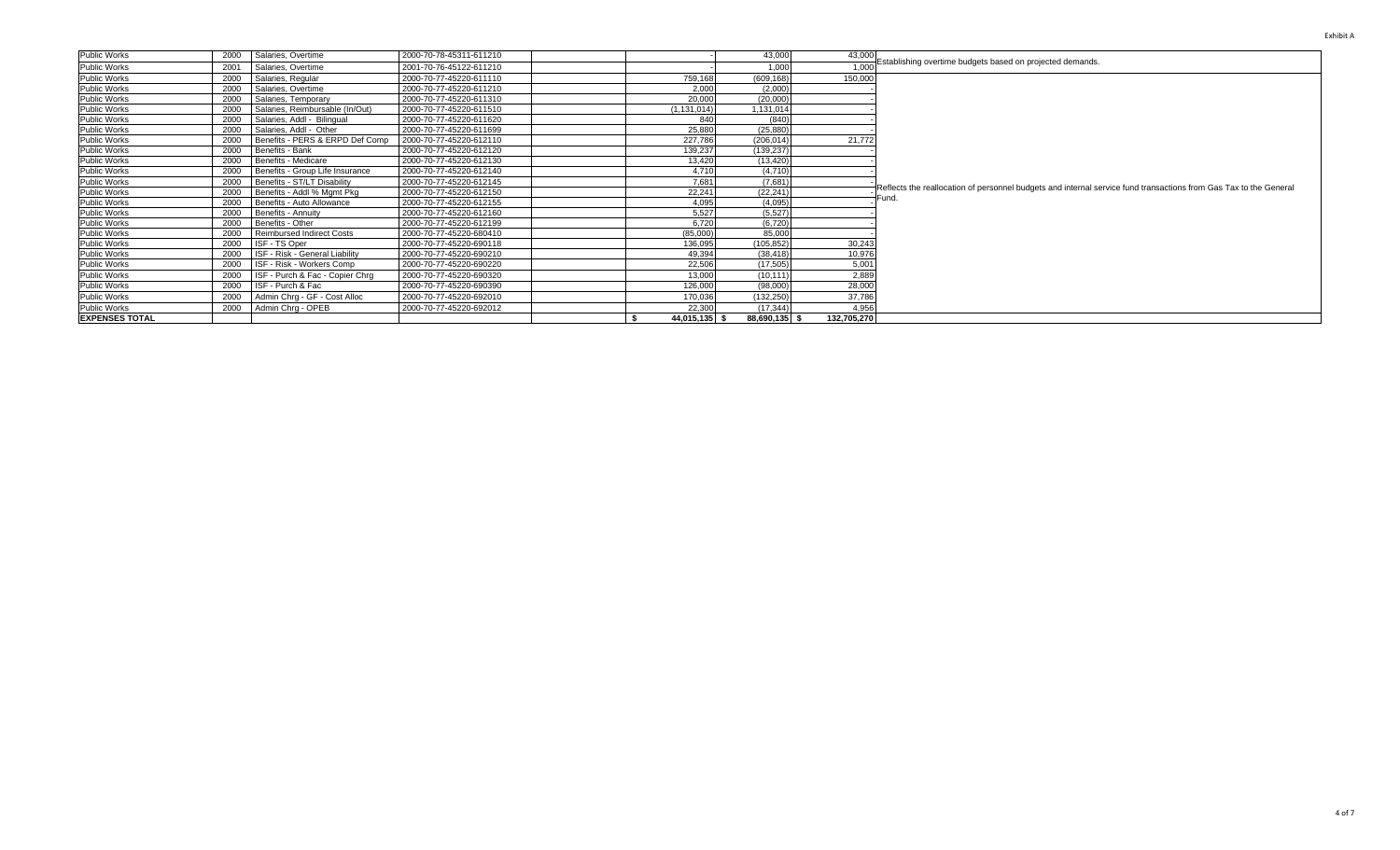Exhibit A

| | | | | | | | | |
|---|---|---|---|---|---|---|---|---|
| Public Works | 2000 | Salaries, Overtime | 2000-70-78-45311-611210 | | - | 43,000 | 43,000 | Establishing overtime budgets based on projected demands. |
| Public Works | 2001 | Salaries, Overtime | 2001-70-76-45122-611210 | | - | 1,000 | 1,000 | |
| Public Works | 2000 | Salaries, Regular | 2000-70-77-45220-611110 | | 759,168 | (609,168) | 150,000 | Reflects the reallocation of personnel budgets and internal service fund transactions from Gas Tax to the General Fund. |
| Public Works | 2000 | Salaries, Overtime | 2000-70-77-45220-611210 | | 2,000 | (2,000) | - | |
| Public Works | 2000 | Salaries, Temporary | 2000-70-77-45220-611310 | | 20,000 | (20,000) | - | |
| Public Works | 2000 | Salaries, Reimbursable (In/Out) | 2000-70-77-45220-611510 | | (1,131,014) | 1,131,014 | - | |
| Public Works | 2000 | Salaries, Addl - Bilingual | 2000-70-77-45220-611620 | | 840 | (840) | - | |
| Public Works | 2000 | Salaries, Addl - Other | 2000-70-77-45220-611699 | | 25,880 | (25,880) | - | |
| Public Works | 2000 | Benefits - PERS & ERPD Def Comp | 2000-70-77-45220-612110 | | 227,786 | (206,014) | 21,772 | |
| Public Works | 2000 | Benefits - Bank | 2000-70-77-45220-612120 | | 139,237 | (139,237) | - | |
| Public Works | 2000 | Benefits - Medicare | 2000-70-77-45220-612130 | | 13,420 | (13,420) | - | |
| Public Works | 2000 | Benefits - Group Life Insurance | 2000-70-77-45220-612140 | | 4,710 | (4,710) | - | |
| Public Works | 2000 | Benefits - ST/LT Disability | 2000-70-77-45220-612145 | | 7,681 | (7,681) | - | |
| Public Works | 2000 | Benefits - Addl % Mgmt Pkg | 2000-70-77-45220-612150 | | 22,241 | (22,241) | - | |
| Public Works | 2000 | Benefits - Auto Allowance | 2000-70-77-45220-612155 | | 4,095 | (4,095) | - | |
| Public Works | 2000 | Benefits - Annuity | 2000-70-77-45220-612160 | | 5,527 | (5,527) | - | |
| Public Works | 2000 | Benefits - Other | 2000-70-77-45220-612199 | | 6,720 | (6,720) | - | |
| Public Works | 2000 | Reimbursed Indirect Costs | 2000-70-77-45220-680410 | | (85,000) | 85,000 | - | |
| Public Works | 2000 | ISF - TS Oper | 2000-70-77-45220-690118 | | 136,095 | (105,852) | 30,243 | |
| Public Works | 2000 | ISF - Risk - General Liability | 2000-70-77-45220-690210 | | 49,394 | (38,418) | 10,976 | |
| Public Works | 2000 | ISF - Risk - Workers Comp | 2000-70-77-45220-690220 | | 22,506 | (17,505) | 5,001 | |
| Public Works | 2000 | ISF - Purch & Fac - Copier Chrg | 2000-70-77-45220-690320 | | 13,000 | (10,111) | 2,889 | |
| Public Works | 2000 | ISF - Purch & Fac | 2000-70-77-45220-690390 | | 126,000 | (98,000) | 28,000 | |
| Public Works | 2000 | Admin Chrg - GF - Cost Alloc | 2000-70-77-45220-692010 | | 170,036 | (132,250) | 37,786 | |
| Public Works | 2000 | Admin Chrg - OPEB | 2000-70-77-45220-692012 | | 22,300 | (17,344) | 4,956 | |
| **EXPENSES TOTAL** | | | | | $ 44,015,135 | $ 88,690,135 | $ 132,705,270 | |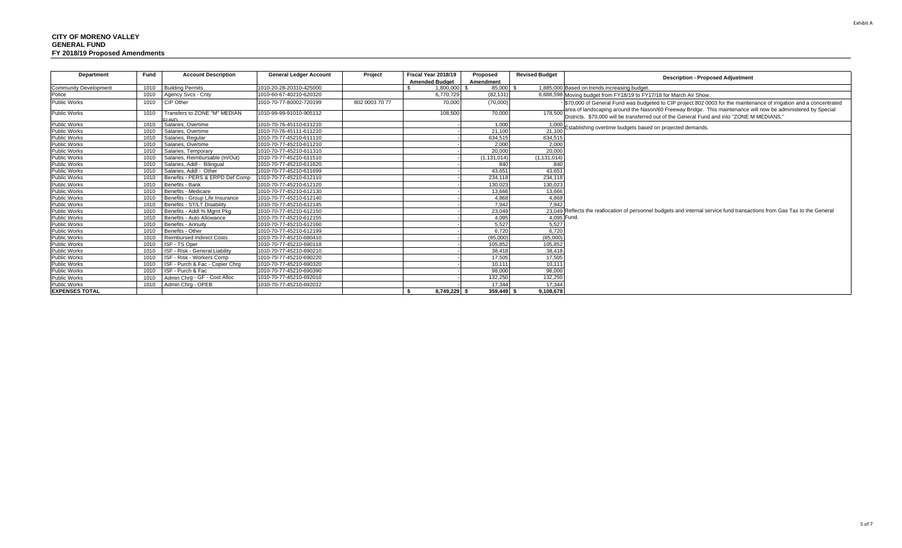Exhibit A

**CITY OF MORENO VALLEY**
**GENERAL FUND**
**FY 2018/19 Proposed Amendments**

| Department | Fund | Account Description | General Ledger Account | Project | Fiscal Year 2018/19 Amended Budget | Proposed Amendment | Revised Budget | Description - Proposed Adjustment |
|---|---|---|---|---|---|---|---|---|
| Community Development | 1010 | Building Permits | 1010-20-28-20310-425000 | | $ 1,800,000 | $ 85,000 | $ 1,885,000 | Based on trends increasing budget. |
| Police | 1010 | Agency Svcs - Cnty | 1010-60-67-40210-620320 | | 6,770,729 | (82,131) | 6,688,598 | Moving budget from FY18/19 to FY17/18 for March Air Show. |
| Public Works | 1010 | CIP Other | 1010-70-77-80002-720199 | 802 0003 70 77 | 70,000 | (70,000) | - | $70,000 of General Fund was budgeted to CIP project 802 0003 for the maintenance of irrigation and a concentrated area of landscaping around the Nason/60 Freeway Bridge. This maintenance will now be administered by Special Districts. $70,000 will be transferred out of the General Fund and into "ZONE M MEDIANS." |
| Public Works | 1010 | Transfers to ZONE "M" MEDIAN FUND | 1010-99-99-91010-905112 | | 108,500 | 70,000 | 178,500 | |
| Public Works | 1010 | Salaries, Overtime | 1010-70-76-45110-611210 | | - | 1,000 | 1,000 | Establishing overtime budgets based on projected demands. |
| Public Works | 1010 | Salaries, Overtime | 1010-70-76-45111-611210 | | - | 21,100 | 21,100 | |
| Public Works | 1010 | Salaries, Regular | 1010-70-77-45210-611110 | | - | 634,515 | 634,515 | Reflects the reallocation of personnel budgets and internal service fund transactions from Gas Tax to the General Fund. |
| Public Works | 1010 | Salaries, Overtime | 1010-70-77-45210-611210 | | - | 2,000 | 2,000 | |
| Public Works | 1010 | Salaries, Temporary | 1010-70-77-45210-611310 | | - | 20,000 | 20,000 | |
| Public Works | 1010 | Salaries, Reimbursable (In/Out) | 1010-70-77-45210-611510 | | - | (1,131,014) | (1,131,014) | |
| Public Works | 1010 | Salaries, Addl - Bilingual | 1010-70-77-45210-611620 | | - | 840 | 840 | |
| Public Works | 1010 | Salaries, Addl - Other | 1010-70-77-45210-611699 | | - | 43,651 | 43,651 | |
| Public Works | 1010 | Benefits - PERS & ERPD Def Comp | 1010-70-77-45210-612110 | | - | 234,118 | 234,118 | |
| Public Works | 1010 | Benefits - Bank | 1010-70-77-45210-612120 | | - | 130,023 | 130,023 | |
| Public Works | 1010 | Benefits - Medicare | 1010-70-77-45210-612130 | | - | 13,666 | 13,666 | |
| Public Works | 1010 | Benefits - Group Life Insurance | 1010-70-77-45210-612140 | | - | 4,868 | 4,868 | |
| Public Works | 1010 | Benefits - ST/LT Disability | 1010-70-77-45210-612145 | | - | 7,942 | 7,942 | |
| Public Works | 1010 | Benefits - Addl % Mgmt Pkg | 1010-70-77-45210-612150 | | - | 23,049 | 23,049 | |
| Public Works | 1010 | Benefits - Auto Allowance | 1010-70-77-45210-612155 | | - | 4,095 | 4,095 | |
| Public Works | 1010 | Benefits - Annuity | 1010-70-77-45210-612160 | | - | 5,527 | 5,527 | |
| Public Works | 1010 | Benefits - Other | 1010-70-77-45210-612199 | | - | 6,720 | 6,720 | |
| Public Works | 1010 | Reimbursed Indirect Costs | 1010-70-77-45210-680410 | | - | (85,000) | (85,000) | |
| Public Works | 1010 | ISF - TS Oper | 1010-70-77-45210-690118 | | - | 105,852 | 105,852 | |
| Public Works | 1010 | ISF - Risk - General Liability | 1010-70-77-45210-690210 | | - | 38,418 | 38,418 | |
| Public Works | 1010 | ISF - Risk - Workers Comp | 1010-70-77-45210-690220 | | - | 17,505 | 17,505 | |
| Public Works | 1010 | ISF - Purch & Fac - Copier Chrg | 1010-70-77-45210-690320 | | - | 10,111 | 10,111 | |
| Public Works | 1010 | ISF - Purch & Fac | 1010-70-77-45210-690390 | | - | 98,000 | 98,000 | |
| Public Works | 1010 | Admin Chrg - GF - Cost Alloc | 1010-70-77-45210-692010 | | - | 132,250 | 132,250 | |
| Public Works | 1010 | Admin Chrg - OPEB | 1010-70-77-45210-692012 | | - | 17,344 | 17,344 | |
| **EXPENSES TOTAL** | | | | | **$ 8,749,229** | **$ 359,449** | **$ 9,108,678** | |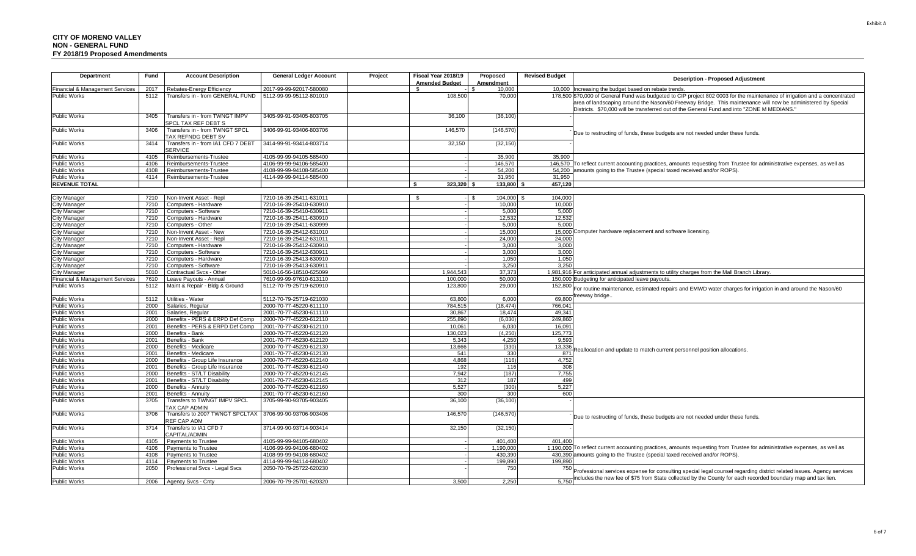# CITY OF MORENO VALLEY
## NON - GENERAL FUND
### FY 2018/19 Proposed Amendments

| Department | Fund | Account Description | General Ledger Account | Project | Fiscal Year 2018/19 Amended Budget | Proposed Amendment | Revised Budget | Description - Proposed Adjustment |
|---|---|---|---|---|---|---|---|---|
| Financial & Management Services | 2017 | Rebates-Energy Efficiency | 2017-99-99-92017-580080 | | $ - | $ 10,000 | 10,000 | Increasing the budget based on rebate trends. |
| Public Works | 5112 | Transfers in - from GENERAL FUND | 5112-99-99-95112-801010 | | 108,500 | 70,000 | 178,500 | $70,000 of General Fund was budgeted to CIP project 802 0003 for the maintenance of irrigation and a concentrated area of landscaping around the Nason/60 Freeway Bridge. This maintenance will now be administered by Special Districts. $70,000 will be transferred out of the General Fund and into "ZONE M MEDIANS." |
| Public Works | 3405 | Transfers in - from TWNGT IMPV SPCL TAX REF DEBT S | 3405-99-91-93405-803705 | | 36,100 | (36,100) | - | Due to restructing of funds, these budgets are not needed under these funds. |
| Public Works | 3406 | Transfers in - from TWNGT SPCL TAX REFNDG DEBT SV | 3406-99-91-93406-803706 | | 146,570 | (146,570) | - | |
| Public Works | 3414 | Transfers in - from IA1 CFD 7 DEBT SERVICE | 3414-99-91-93414-803714 | | 32,150 | (32,150) | - | |
| Public Works | 4105 | Reimbursements-Trustee | 4105-99-99-94105-585400 | | - | 35,900 | 35,900 | To reflect current accounting practices, amounts requesting from Trustee for administrative expenses, as well as amounts going to the Trustee (special taxed received and/or ROPS). |
| Public Works | 4106 | Reimbursements-Trustee | 4106-99-99-94106-585400 | | - | 146,570 | 146,570 | |
| Public Works | 4108 | Reimbursements-Trustee | 4108-99-99-94108-585400 | | - | 54,200 | 54,200 | |
| Public Works | 4114 | Reimbursements-Trustee | 4114-99-99-94114-585400 | | - | 31,950 | 31,950 | |
| **REVENUE TOTAL** | | | | | **$ 323,320** | **$ 133,800** | **$ 457,120** | |
| City Manager | 7210 | Non-Invent Asset - Repl | 7210-16-39-25411-631011 | | $ - | $ 104,000 | $ 104,000 | Computer hardware replacement and software licensing. |
| City Manager | 7210 | Computers - Hardware | 7210-16-39-25410-630910 | | - | 10,000 | 10,000 | |
| City Manager | 7210 | Computers - Software | 7210-16-39-25410-630911 | | - | 5,000 | 5,000 | |
| City Manager | 7210 | Computers - Hardware | 7210-16-39-25411-630910 | | - | 12,532 | 12,532 | |
| City Manager | 7210 | Computers - Other | 7210-16-39-25411-630999 | | - | 5,000 | 5,000 | |
| City Manager | 7210 | Non-Invent Asset - New | 7210-16-39-25412-631010 | | - | 15,000 | 15,000 | |
| City Manager | 7210 | Non-Invent Asset - Repl | 7210-16-39-25412-631011 | | - | 24,000 | 24,000 | |
| City Manager | 7210 | Computers - Hardware | 7210-16-39-25412-630910 | | - | 3,000 | 3,000 | |
| City Manager | 7210 | Computers - Software | 7210-16-39-25412-630911 | | - | 3,000 | 3,000 | |
| City Manager | 7210 | Computers - Hardware | 7210-16-39-25413-630910 | | - | 1,050 | 1,050 | |
| City Manager | 7210 | Computers - Software | 7210-16-39-25413-630911 | | - | 3,250 | 3,250 | |
| City Manager | 5010 | Contractual Svcs - Other | 5010-16-56-18510-625099 | | 1,944,543 | 37,373 | 1,981,916 | For anticipated annual adjustments to utility charges from the Mall Branch Library. |
| Financial & Management Services | 7610 | Leave Payouts - Annual | 7610-99-99-97610-613110 | | 100,000 | 50,000 | 150,000 | Budgeting for anticipated leave payouts. |
| Public Works | 5112 | Maint & Repair - Bldg & Ground | 5112-70-79-25719-620910 | | 123,800 | 29,000 | 152,800 | For routine maintenance, estimated repairs and EMWD water charges for irrigation in and around the Nason/60 freeway bridge.. |
| Public Works | 5112 | Utilities - Water | 5112-70-79-25719-621030 | | 63,800 | 6,000 | 69,800 | |
| Public Works | 2000 | Salaries, Regular | 2000-70-77-45220-611110 | | 784,515 | (18,474) | 766,041 | Reallocation and update to match current personnel position allocations. |
| Public Works | 2001 | Salaries, Regular | 2001-70-77-45230-611110 | | 30,867 | 18,474 | 49,341 | |
| Public Works | 2000 | Benefits - PERS & ERPD Def Comp | 2000-70-77-45220-612110 | | 255,890 | (6,030) | 249,860 | |
| Public Works | 2001 | Benefits - PERS & ERPD Def Comp | 2001-70-77-45230-612110 | | 10,061 | 6,030 | 16,091 | |
| Public Works | 2000 | Benefits - Bank | 2000-70-77-45220-612120 | | 130,023 | (4,250) | 125,773 | |
| Public Works | 2001 | Benefits - Bank | 2001-70-77-45230-612120 | | 5,343 | 4,250 | 9,593 | |
| Public Works | 2000 | Benefits - Medicare | 2000-70-77-45220-612130 | | 13,666 | (330) | 13,336 | |
| Public Works | 2001 | Benefits - Medicare | 2001-70-77-45230-612130 | | 541 | 330 | 871 | |
| Public Works | 2000 | Benefits - Group Life Insurance | 2000-70-77-45220-612140 | | 4,868 | (116) | 4,752 | |
| Public Works | 2001 | Benefits - Group Life Insurance | 2001-70-77-45230-612140 | | 192 | 116 | 308 | |
| Public Works | 2000 | Benefits - ST/LT Disability | 2000-70-77-45220-612145 | | 7,942 | (187) | 7,755 | |
| Public Works | 2001 | Benefits - ST/LT Disability | 2001-70-77-45230-612145 | | 312 | 187 | 499 | |
| Public Works | 2000 | Benefits - Annuity | 2000-70-77-45220-612160 | | 5,527 | (300) | 5,227 | |
| Public Works | 2001 | Benefits - Annuity | 2001-70-77-45230-612160 | | 300 | 300 | 600 | |
| Public Works | 3705 | Transfers to TWNGT IMPV SPCL TAX CAP ADMIN | 3705-99-90-93705-903405 | | 36,100 | (36,100) | - | Due to restructing of funds, these budgets are not needed under these funds. |
| Public Works | 3706 | Transfers to 2007 TWNGT SPCLTAX REF CAP ADM | 3706-99-90-93706-903406 | | 146,570 | (146,570) | - | |
| Public Works | 3714 | Transfers to IA1 CFD 7 CAPITAL/ADMIN | 3714-99-90-93714-903414 | | 32,150 | (32,150) | - | |
| Public Works | 4105 | Payments to Trustee | 4105-99-99-94105-680402 | | - | 401,400 | 401,400 | To reflect current accounting practices, amounts requesting from Trustee for administrative expenses, as well as amounts going to the Trustee (special taxed received and/or ROPS). |
| Public Works | 4106 | Payments to Trustee | 4106-99-99-94106-680402 | | - | 1,190,000 | 1,190,000 | |
| Public Works | 4108 | Payments to Trustee | 4108-99-99-94108-680402 | | - | 430,390 | 430,390 | |
| Public Works | 4114 | Payments to Trustee | 4114-99-99-94114-680402 | | - | 199,890 | 199,890 | |
| Public Works | 2050 | Professional Svcs - Legal Svcs | 2050-70-79-25722-620230 | | - | 750 | 750 | Professional services expense for consulting special legal counsel regarding district related issues. Agency services includes the new fee of $75 from State collected by the County for each recorded boundary map and tax lien. |
| Public Works | 2006 | Agency Svcs - Cnty | 2006-70-79-25701-620320 | | 3,500 | 2,250 | 5,750 | |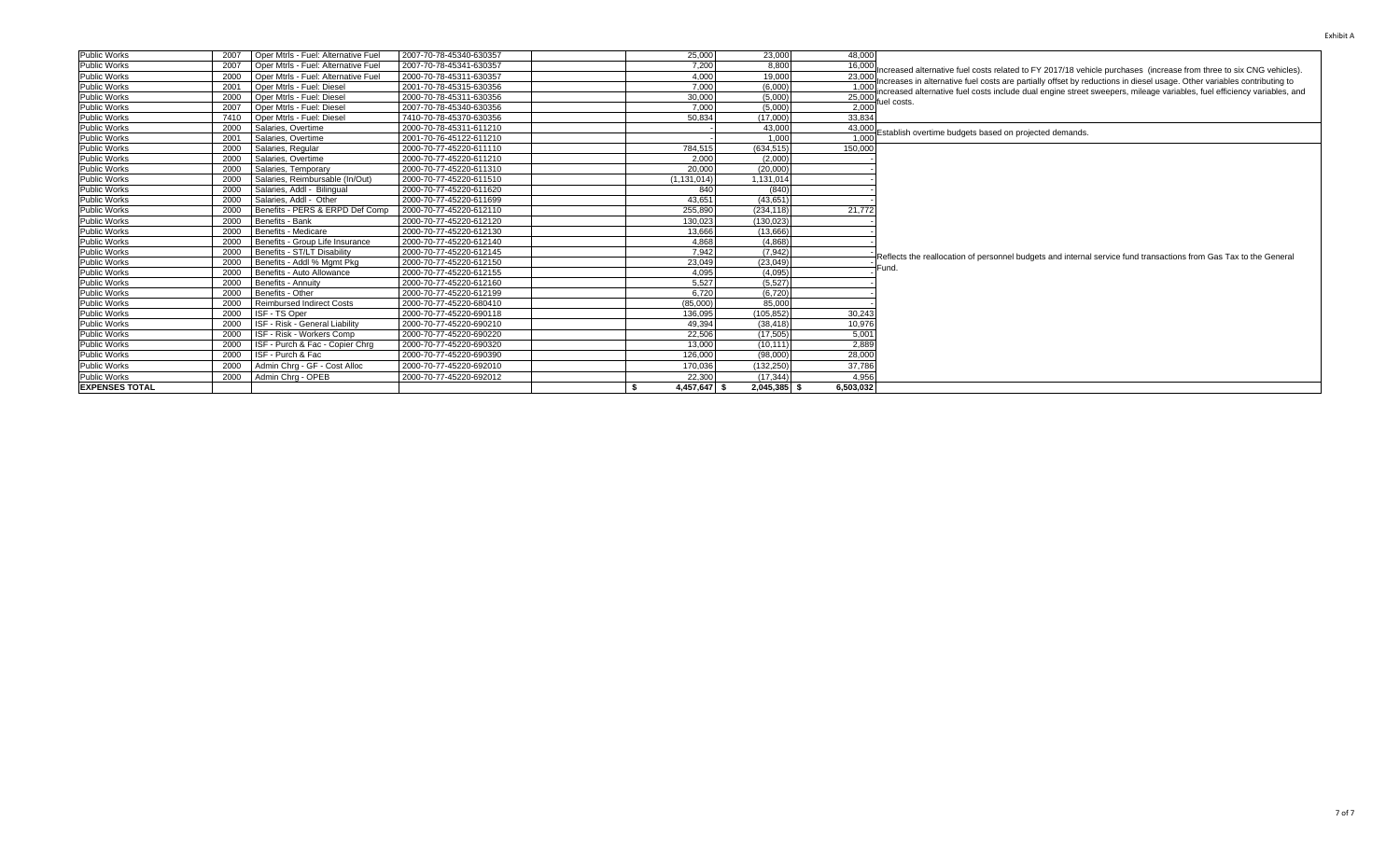Exhibit A

| Public Works | 2007 | Oper Mtrls - Fuel: Alternative Fuel | 2007-70-78-45340-630357 | | 25,000 | 23,000 | 48,000 | Increased alternative fuel costs related to FY 2017/18 vehicle purchases (increase from three to six CNG vehicles). Increases in alternative fuel costs are partially offset by reductions in diesel usage. Other variables contributing to increased alternative fuel costs include dual engine street sweepers, mileage variables, fuel efficiency variables, and fuel costs. |
|---|---|---|---|---|---|---|---|---|
| Public Works | 2007 | Oper Mtrls - Fuel: Alternative Fuel | 2007-70-78-45341-630357 | | 7,200 | 8,800 | 16,000 | |
| Public Works | 2000 | Oper Mtrls - Fuel: Alternative Fuel | 2000-70-78-45311-630357 | | 4,000 | 19,000 | 23,000 | |
| Public Works | 2001 | Oper Mtrls - Fuel: Diesel | 2001-70-78-45315-630356 | | 7,000 | (6,000) | 1,000 | |
| Public Works | 2000 | Oper Mtrls - Fuel: Diesel | 2000-70-78-45311-630356 | | 30,000 | (5,000) | 25,000 | |
| Public Works | 2007 | Oper Mtrls - Fuel: Diesel | 2007-70-78-45340-630356 | | 7,000 | (5,000) | 2,000 | |
| Public Works | 7410 | Oper Mtrls - Fuel: Diesel | 7410-70-78-45370-630356 | | 50,834 | (17,000) | 33,834 | |
| Public Works | 2000 | Salaries, Overtime | 2000-70-78-45311-611210 | | - | 43,000 | 43,000 | Establish overtime budgets based on projected demands. |
| Public Works | 2001 | Salaries, Overtime | 2001-70-76-45122-611210 | | - | 1,000 | 1,000 | |
| Public Works | 2000 | Salaries, Regular | 2000-70-77-45220-611110 | | 784,515 | (634,515) | 150,000 | Reflects the reallocation of personnel budgets and internal service fund transactions from Gas Tax to the General Fund. |
| Public Works | 2000 | Salaries, Overtime | 2000-70-77-45220-611210 | | 2,000 | (2,000) | - | |
| Public Works | 2000 | Salaries, Temporary | 2000-70-77-45220-611310 | | 20,000 | (20,000) | - | |
| Public Works | 2000 | Salaries, Reimbursable (In/Out) | 2000-70-77-45220-611510 | | (1,131,014) | 1,131,014 | - | |
| Public Works | 2000 | Salaries, Addl - Bilingual | 2000-70-77-45220-611620 | | 840 | (840) | - | |
| Public Works | 2000 | Salaries, Addl - Other | 2000-70-77-45220-611699 | | 43,651 | (43,651) | - | |
| Public Works | 2000 | Benefits - PERS & ERPD Def Comp | 2000-70-77-45220-612110 | | 255,890 | (234,118) | 21,772 | |
| Public Works | 2000 | Benefits - Bank | 2000-70-77-45220-612120 | | 130,023 | (130,023) | - | |
| Public Works | 2000 | Benefits - Medicare | 2000-70-77-45220-612130 | | 13,666 | (13,666) | - | |
| Public Works | 2000 | Benefits - Group Life Insurance | 2000-70-77-45220-612140 | | 4,868 | (4,868) | - | |
| Public Works | 2000 | Benefits - ST/LT Disability | 2000-70-77-45220-612145 | | 7,942 | (7,942) | - | |
| Public Works | 2000 | Benefits - Addl % Mgmt Pkg | 2000-70-77-45220-612150 | | 23,049 | (23,049) | - | |
| Public Works | 2000 | Benefits - Auto Allowance | 2000-70-77-45220-612155 | | 4,095 | (4,095) | - | |
| Public Works | 2000 | Benefits - Annuity | 2000-70-77-45220-612160 | | 5,527 | (5,527) | - | |
| Public Works | 2000 | Benefits - Other | 2000-70-77-45220-612199 | | 6,720 | (6,720) | - | |
| Public Works | 2000 | Reimbursed Indirect Costs | 2000-70-77-45220-680410 | | (85,000) | 85,000 | - | |
| Public Works | 2000 | ISF - TS Oper | 2000-70-77-45220-690118 | | 136,095 | (105,852) | 30,243 | |
| Public Works | 2000 | ISF - Risk - General Liability | 2000-70-77-45220-690210 | | 49,394 | (38,418) | 10,976 | |
| Public Works | 2000 | ISF - Risk - Workers Comp | 2000-70-77-45220-690220 | | 22,506 | (17,505) | 5,001 | |
| Public Works | 2000 | ISF - Purch & Fac - Copier Chrg | 2000-70-77-45220-690320 | | 13,000 | (10,111) | 2,889 | |
| Public Works | 2000 | ISF - Purch & Fac | 2000-70-77-45220-690390 | | 126,000 | (98,000) | 28,000 | |
| Public Works | 2000 | Admin Chrg - GF - Cost Alloc | 2000-70-77-45220-692010 | | 170,036 | (132,250) | 37,786 | |
| Public Works | 2000 | Admin Chrg - OPEB | 2000-70-77-45220-692012 | | 22,300 | (17,344) | 4,956 | |
| **EXPENSES TOTAL** | | | | | $ 4,457,647 | $ 2,045,385 | $ 6,503,032 | |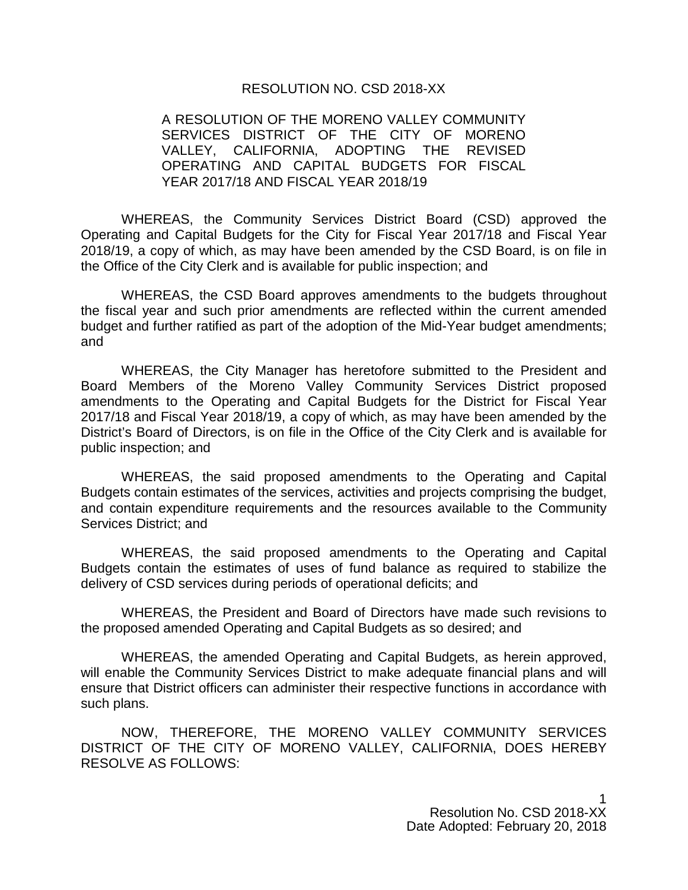RESOLUTION NO. CSD 2018-XX

A RESOLUTION OF THE MORENO VALLEY COMMUNITY SERVICES DISTRICT OF THE CITY OF MORENO VALLEY, CALIFORNIA, ADOPTING THE REVISED OPERATING AND CAPITAL BUDGETS FOR FISCAL YEAR 2017/18 AND FISCAL YEAR 2018/19

WHEREAS, the Community Services District Board (CSD) approved the Operating and Capital Budgets for the City for Fiscal Year 2017/18 and Fiscal Year 2018/19, a copy of which, as may have been amended by the CSD Board, is on file in the Office of the City Clerk and is available for public inspection; and

WHEREAS, the CSD Board approves amendments to the budgets throughout the fiscal year and such prior amendments are reflected within the current amended budget and further ratified as part of the adoption of the Mid-Year budget amendments; and

WHEREAS, the City Manager has heretofore submitted to the President and Board Members of the Moreno Valley Community Services District proposed amendments to the Operating and Capital Budgets for the District for Fiscal Year 2017/18 and Fiscal Year 2018/19, a copy of which, as may have been amended by the District's Board of Directors, is on file in the Office of the City Clerk and is available for public inspection; and

WHEREAS, the said proposed amendments to the Operating and Capital Budgets contain estimates of the services, activities and projects comprising the budget, and contain expenditure requirements and the resources available to the Community Services District; and

WHEREAS, the said proposed amendments to the Operating and Capital Budgets contain the estimates of uses of fund balance as required to stabilize the delivery of CSD services during periods of operational deficits; and

WHEREAS, the President and Board of Directors have made such revisions to the proposed amended Operating and Capital Budgets as so desired; and

WHEREAS, the amended Operating and Capital Budgets, as herein approved, will enable the Community Services District to make adequate financial plans and will ensure that District officers can administer their respective functions in accordance with such plans.

NOW, THEREFORE, THE MORENO VALLEY COMMUNITY SERVICES DISTRICT OF THE CITY OF MORENO VALLEY, CALIFORNIA, DOES HEREBY RESOLVE AS FOLLOWS:

Resolution No. CSD 2018-XX
Date Adopted: February 20, 2018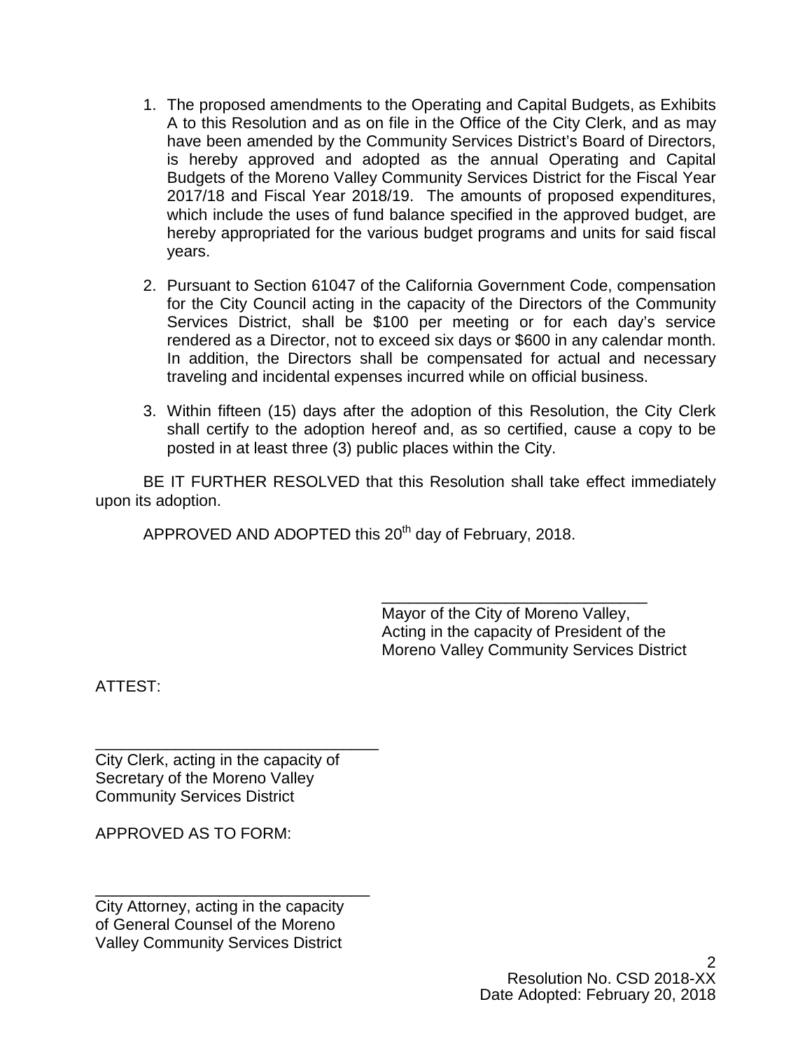1. The proposed amendments to the Operating and Capital Budgets, as Exhibits A to this Resolution and as on file in the Office of the City Clerk, and as may have been amended by the Community Services District's Board of Directors, is hereby approved and adopted as the annual Operating and Capital Budgets of the Moreno Valley Community Services District for the Fiscal Year 2017/18 and Fiscal Year 2018/19. The amounts of proposed expenditures, which include the uses of fund balance specified in the approved budget, are hereby appropriated for the various budget programs and units for said fiscal years.

2. Pursuant to Section 61047 of the California Government Code, compensation for the City Council acting in the capacity of the Directors of the Community Services District, shall be $100 per meeting or for each day's service rendered as a Director, not to exceed six days or $600 in any calendar month. In addition, the Directors shall be compensated for actual and necessary traveling and incidental expenses incurred while on official business.

3. Within fifteen (15) days after the adoption of this Resolution, the City Clerk shall certify to the adoption hereof and, as so certified, cause a copy to be posted in at least three (3) public places within the City.

BE IT FURTHER RESOLVED that this Resolution shall take effect immediately upon its adoption.

APPROVED AND ADOPTED this 20th day of February, 2018.

\_\_\_\_\_\_\_\_\_\_\_\_\_\_\_\_\_\_\_\_\_\_\_\_\_\_\_\_\_\_\_\_
Mayor of the City of Moreno Valley,
Acting in the capacity of President of the
Moreno Valley Community Services District

ATTEST:

\_\_\_\_\_\_\_\_\_\_\_\_\_\_\_\_\_\_\_\_\_\_\_\_\_\_\_\_\_\_\_\_
City Clerk, acting in the capacity of
Secretary of the Moreno Valley
Community Services District

APPROVED AS TO FORM:

\_\_\_\_\_\_\_\_\_\_\_\_\_\_\_\_\_\_\_\_\_\_\_\_\_\_\_\_\_\_\_\_
City Attorney, acting in the capacity
of General Counsel of the Moreno
Valley Community Services District

Resolution No. CSD 2018-XX
Date Adopted: February 20, 2018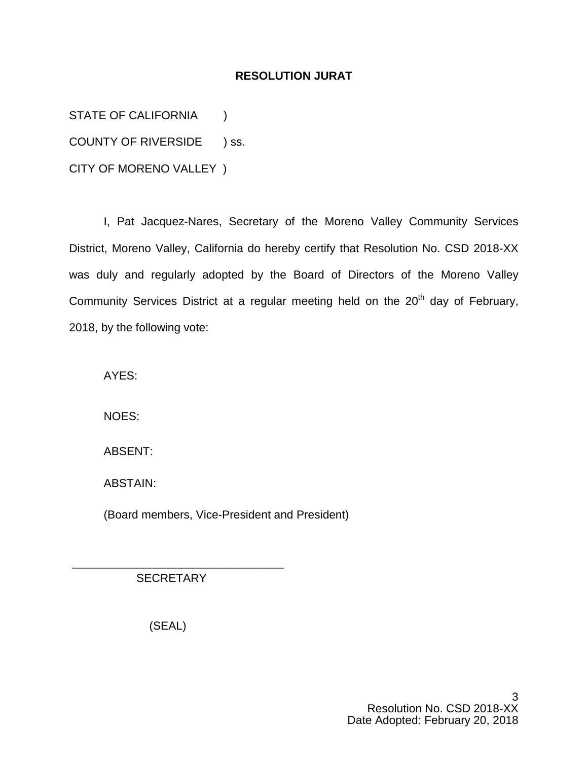## RESOLUTION JURAT

STATE OF CALIFORNIA )
COUNTY OF RIVERSIDE ) ss.
CITY OF MORENO VALLEY )

I, Pat Jacquez-Nares, Secretary of the Moreno Valley Community Services District, Moreno Valley, California do hereby certify that Resolution No. CSD 2018-XX was duly and regularly adopted by the Board of Directors of the Moreno Valley Community Services District at a regular meeting held on the 20th day of February, 2018, by the following vote:

AYES:

NOES:

ABSENT:

ABSTAIN:

(Board members, Vice-President and President)

_________________________________
SECRETARY

(SEAL)

Resolution No. CSD 2018-XX
Date Adopted: February 20, 2018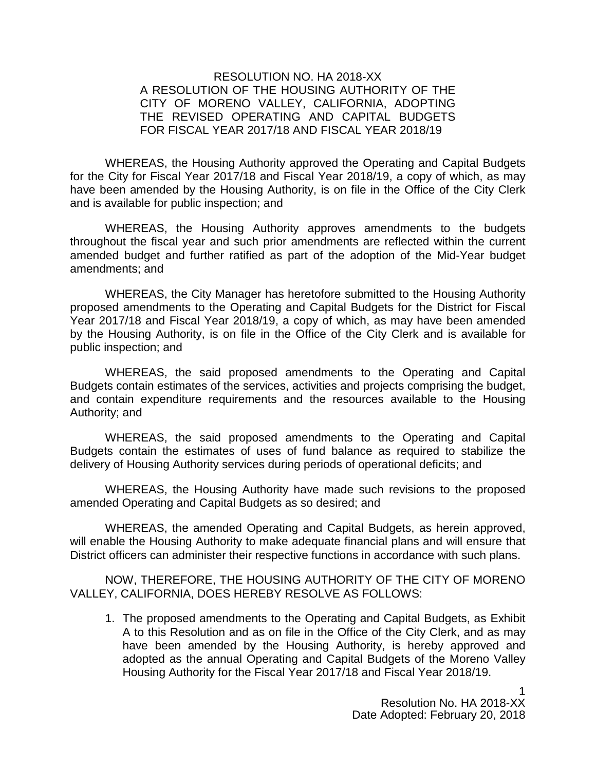RESOLUTION NO. HA 2018-XX

A RESOLUTION OF THE HOUSING AUTHORITY OF THE CITY OF MORENO VALLEY, CALIFORNIA, ADOPTING THE REVISED OPERATING AND CAPITAL BUDGETS FOR FISCAL YEAR 2017/18 AND FISCAL YEAR 2018/19

WHEREAS, the Housing Authority approved the Operating and Capital Budgets for the City for Fiscal Year 2017/18 and Fiscal Year 2018/19, a copy of which, as may have been amended by the Housing Authority, is on file in the Office of the City Clerk and is available for public inspection; and

WHEREAS, the Housing Authority approves amendments to the budgets throughout the fiscal year and such prior amendments are reflected within the current amended budget and further ratified as part of the adoption of the Mid-Year budget amendments; and

WHEREAS, the City Manager has heretofore submitted to the Housing Authority proposed amendments to the Operating and Capital Budgets for the District for Fiscal Year 2017/18 and Fiscal Year 2018/19, a copy of which, as may have been amended by the Housing Authority, is on file in the Office of the City Clerk and is available for public inspection; and

WHEREAS, the said proposed amendments to the Operating and Capital Budgets contain estimates of the services, activities and projects comprising the budget, and contain expenditure requirements and the resources available to the Housing Authority; and

WHEREAS, the said proposed amendments to the Operating and Capital Budgets contain the estimates of uses of fund balance as required to stabilize the delivery of Housing Authority services during periods of operational deficits; and

WHEREAS, the Housing Authority have made such revisions to the proposed amended Operating and Capital Budgets as so desired; and

WHEREAS, the amended Operating and Capital Budgets, as herein approved, will enable the Housing Authority to make adequate financial plans and will ensure that District officers can administer their respective functions in accordance with such plans.

NOW, THEREFORE, THE HOUSING AUTHORITY OF THE CITY OF MORENO VALLEY, CALIFORNIA, DOES HEREBY RESOLVE AS FOLLOWS:

1. The proposed amendments to the Operating and Capital Budgets, as Exhibit A to this Resolution and as on file in the Office of the City Clerk, and as may have been amended by the Housing Authority, is hereby approved and adopted as the annual Operating and Capital Budgets of the Moreno Valley Housing Authority for the Fiscal Year 2017/18 and Fiscal Year 2018/19.

Resolution No. HA 2018-XX
Date Adopted: February 20, 2018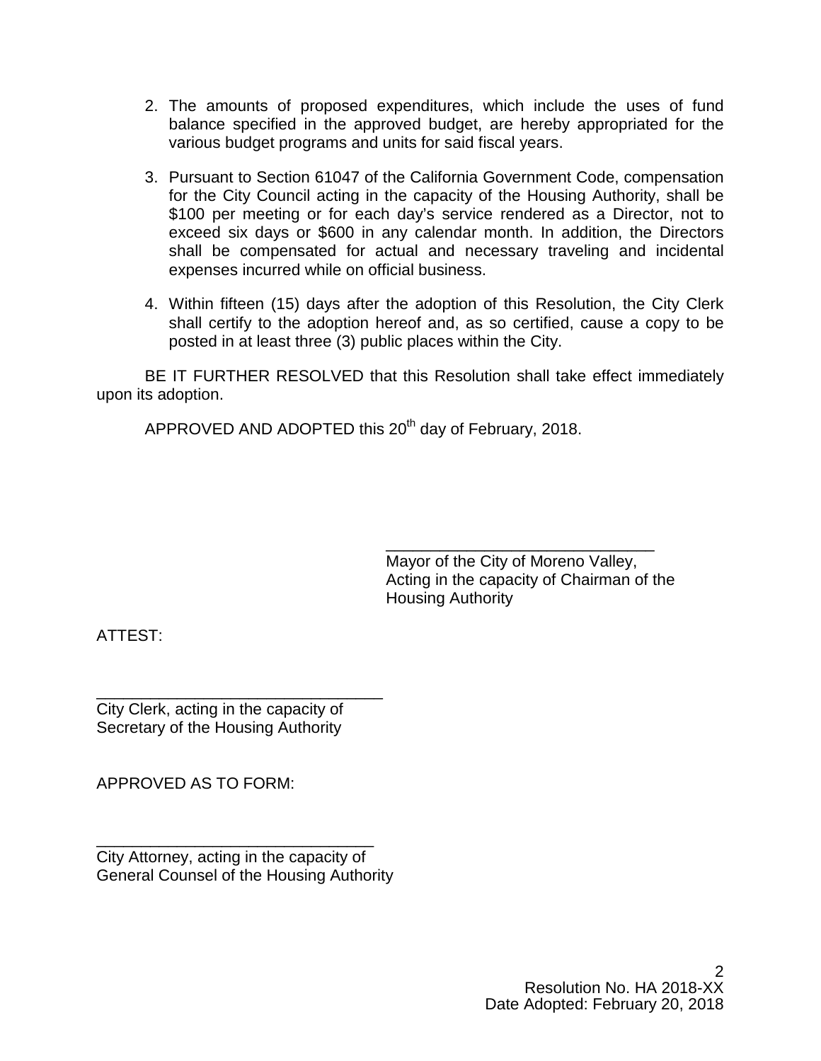2. The amounts of proposed expenditures, which include the uses of fund balance specified in the approved budget, are hereby appropriated for the various budget programs and units for said fiscal years.

3. Pursuant to Section 61047 of the California Government Code, compensation for the City Council acting in the capacity of the Housing Authority, shall be $100 per meeting or for each day's service rendered as a Director, not to exceed six days or $600 in any calendar month. In addition, the Directors shall be compensated for actual and necessary traveling and incidental expenses incurred while on official business.

4. Within fifteen (15) days after the adoption of this Resolution, the City Clerk shall certify to the adoption hereof and, as so certified, cause a copy to be posted in at least three (3) public places within the City.

BE IT FURTHER RESOLVED that this Resolution shall take effect immediately upon its adoption.

APPROVED AND ADOPTED this 20th day of February, 2018.

______________________________
Mayor of the City of Moreno Valley,
Acting in the capacity of Chairman of the Housing Authority

ATTEST:

______________________________
City Clerk, acting in the capacity of
Secretary of the Housing Authority

APPROVED AS TO FORM:

______________________________
City Attorney, acting in the capacity of
General Counsel of the Housing Authority

Resolution No. HA 2018-XX
Date Adopted: February 20, 2018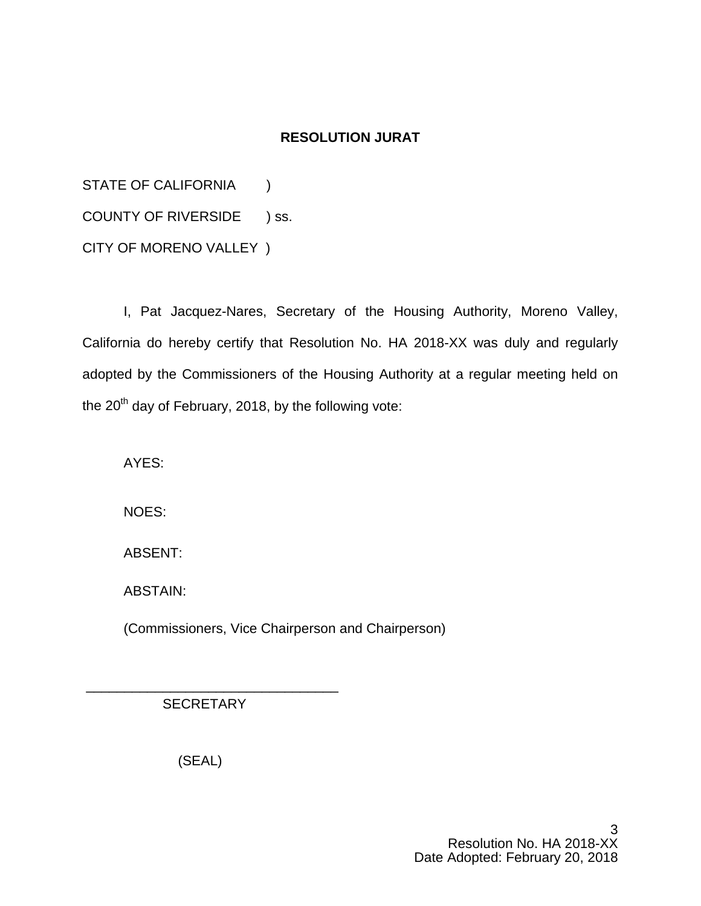## RESOLUTION JURAT

STATE OF CALIFORNIA )

COUNTY OF RIVERSIDE ) ss.

CITY OF MORENO VALLEY )

I, Pat Jacquez-Nares, Secretary of the Housing Authority, Moreno Valley, California do hereby certify that Resolution No. HA 2018-XX was duly and regularly adopted by the Commissioners of the Housing Authority at a regular meeting held on the 20th day of February, 2018, by the following vote:

AYES:

NOES:

ABSENT:

ABSTAIN:

(Commissioners, Vice Chairperson and Chairperson)

_________________________________

SECRETARY

(SEAL)

Resolution No. HA 2018-XX
Date Adopted: February 20, 2018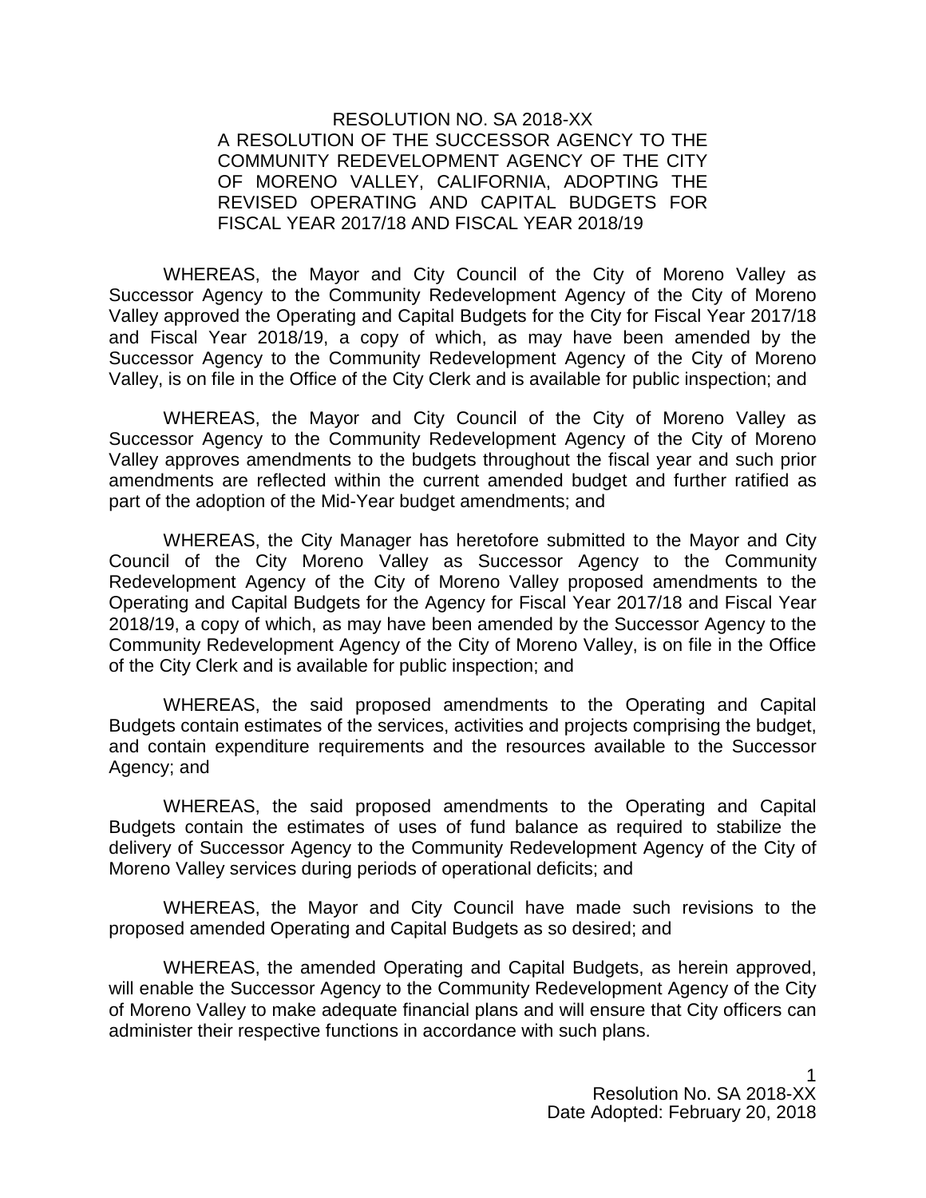RESOLUTION NO. SA 2018-XX

A RESOLUTION OF THE SUCCESSOR AGENCY TO THE COMMUNITY REDEVELOPMENT AGENCY OF THE CITY OF MORENO VALLEY, CALIFORNIA, ADOPTING THE REVISED OPERATING AND CAPITAL BUDGETS FOR FISCAL YEAR 2017/18 AND FISCAL YEAR 2018/19

WHEREAS, the Mayor and City Council of the City of Moreno Valley as Successor Agency to the Community Redevelopment Agency of the City of Moreno Valley approved the Operating and Capital Budgets for the City for Fiscal Year 2017/18 and Fiscal Year 2018/19, a copy of which, as may have been amended by the Successor Agency to the Community Redevelopment Agency of the City of Moreno Valley, is on file in the Office of the City Clerk and is available for public inspection; and

WHEREAS, the Mayor and City Council of the City of Moreno Valley as Successor Agency to the Community Redevelopment Agency of the City of Moreno Valley approves amendments to the budgets throughout the fiscal year and such prior amendments are reflected within the current amended budget and further ratified as part of the adoption of the Mid-Year budget amendments; and

WHEREAS, the City Manager has heretofore submitted to the Mayor and City Council of the City Moreno Valley as Successor Agency to the Community Redevelopment Agency of the City of Moreno Valley proposed amendments to the Operating and Capital Budgets for the Agency for Fiscal Year 2017/18 and Fiscal Year 2018/19, a copy of which, as may have been amended by the Successor Agency to the Community Redevelopment Agency of the City of Moreno Valley, is on file in the Office of the City Clerk and is available for public inspection; and

WHEREAS, the said proposed amendments to the Operating and Capital Budgets contain estimates of the services, activities and projects comprising the budget, and contain expenditure requirements and the resources available to the Successor Agency; and

WHEREAS, the said proposed amendments to the Operating and Capital Budgets contain the estimates of uses of fund balance as required to stabilize the delivery of Successor Agency to the Community Redevelopment Agency of the City of Moreno Valley services during periods of operational deficits; and

WHEREAS, the Mayor and City Council have made such revisions to the proposed amended Operating and Capital Budgets as so desired; and

WHEREAS, the amended Operating and Capital Budgets, as herein approved, will enable the Successor Agency to the Community Redevelopment Agency of the City of Moreno Valley to make adequate financial plans and will ensure that City officers can administer their respective functions in accordance with such plans.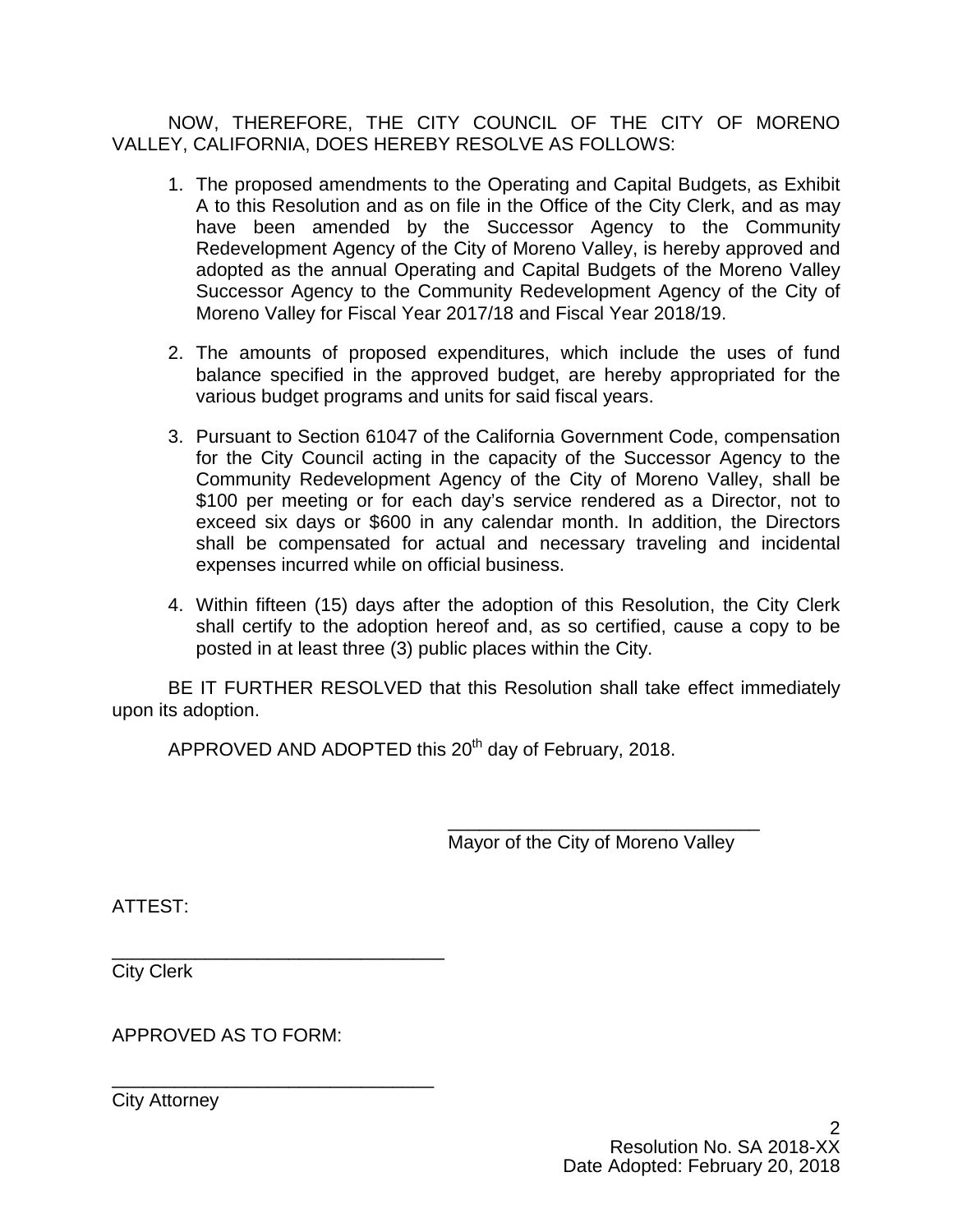NOW, THEREFORE, THE CITY COUNCIL OF THE CITY OF MORENO VALLEY, CALIFORNIA, DOES HEREBY RESOLVE AS FOLLOWS:

1. The proposed amendments to the Operating and Capital Budgets, as Exhibit A to this Resolution and as on file in the Office of the City Clerk, and as may have been amended by the Successor Agency to the Community Redevelopment Agency of the City of Moreno Valley, is hereby approved and adopted as the annual Operating and Capital Budgets of the Moreno Valley Successor Agency to the Community Redevelopment Agency of the City of Moreno Valley for Fiscal Year 2017/18 and Fiscal Year 2018/19.

2. The amounts of proposed expenditures, which include the uses of fund balance specified in the approved budget, are hereby appropriated for the various budget programs and units for said fiscal years.

3. Pursuant to Section 61047 of the California Government Code, compensation for the City Council acting in the capacity of the Successor Agency to the Community Redevelopment Agency of the City of Moreno Valley, shall be \$100 per meeting or for each day's service rendered as a Director, not to exceed six days or \$600 in any calendar month. In addition, the Directors shall be compensated for actual and necessary traveling and incidental expenses incurred while on official business.

4. Within fifteen (15) days after the adoption of this Resolution, the City Clerk shall certify to the adoption hereof and, as so certified, cause a copy to be posted in at least three (3) public places within the City.

BE IT FURTHER RESOLVED that this Resolution shall take effect immediately upon its adoption.

APPROVED AND ADOPTED this 20th day of February, 2018.

\_\_\_\_\_\_\_\_\_\_\_\_\_\_\_\_\_\_\_\_\_\_\_\_\_\_\_\_\_\_
Mayor of the City of Moreno Valley

ATTEST:

\_\_\_\_\_\_\_\_\_\_\_\_\_\_\_\_\_\_\_\_\_\_\_\_\_\_\_\_\_\_
City Clerk

APPROVED AS TO FORM:

\_\_\_\_\_\_\_\_\_\_\_\_\_\_\_\_\_\_\_\_\_\_\_\_\_\_\_\_\_\_
City Attorney

Resolution No. SA 2018-XX
Date Adopted: February 20, 2018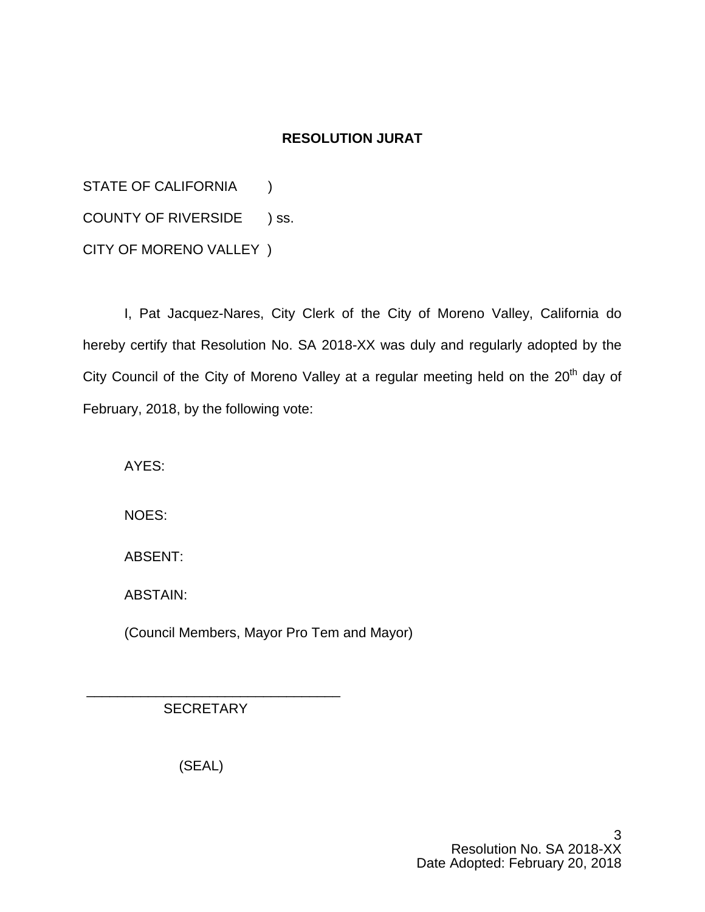**RESOLUTION JURAT**

STATE OF CALIFORNIA )

COUNTY OF RIVERSIDE ) ss.

CITY OF MORENO VALLEY )

I, Pat Jacquez-Nares, City Clerk of the City of Moreno Valley, California do hereby certify that Resolution No. SA 2018-XX was duly and regularly adopted by the City Council of the City of Moreno Valley at a regular meeting held on the 20th day of February, 2018, by the following vote:

AYES:

NOES:

ABSENT:

ABSTAIN:

(Council Members, Mayor Pro Tem and Mayor)

_________________________________
SECRETARY

(SEAL)

Resolution No. SA 2018-XX
Date Adopted: February 20, 2018